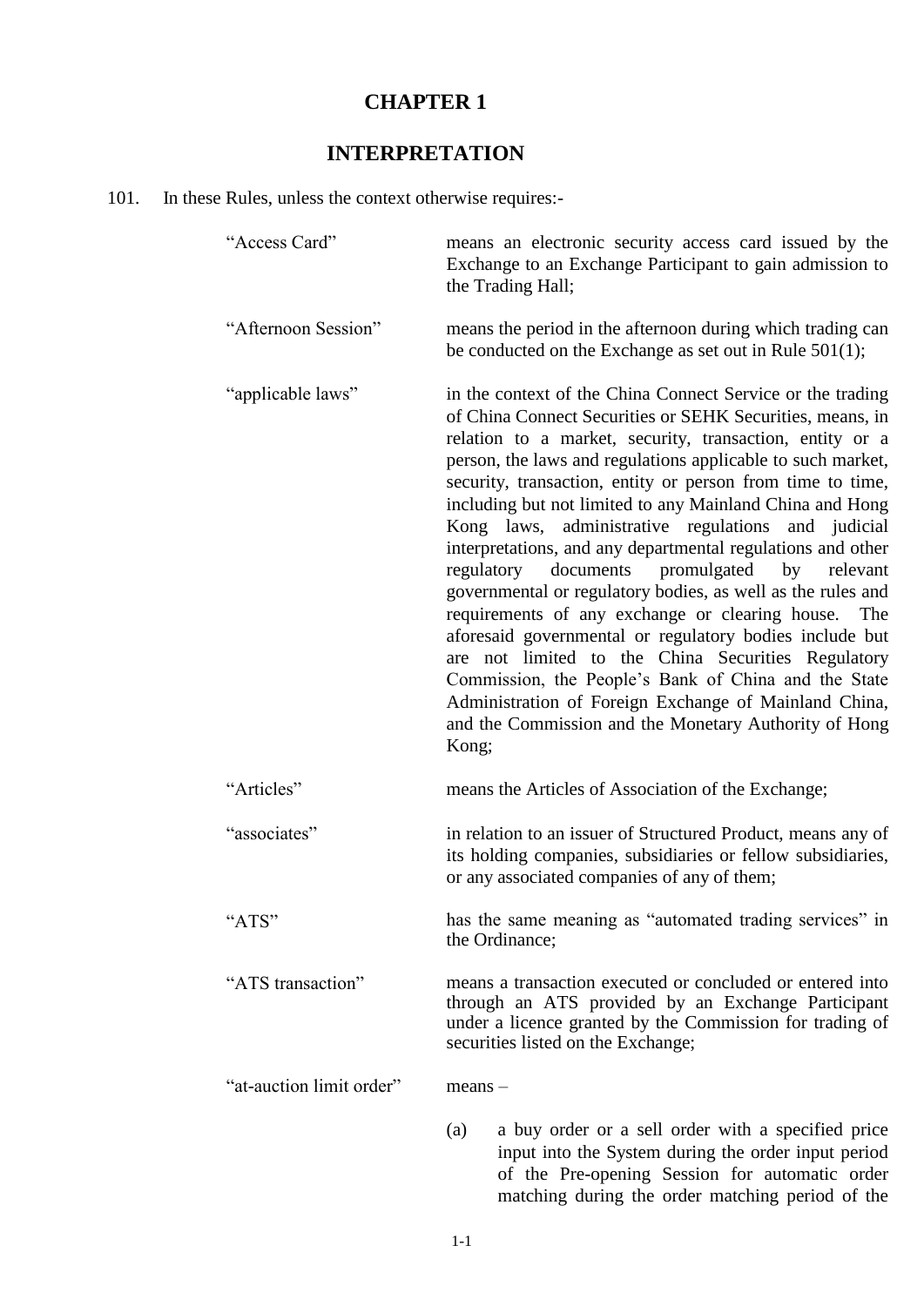# CHAPTER 1

## INTERPRETATION

101. In these Rules, unless the context otherwise requires:-

| | |
|---|---|
| "Access Card" | means an electronic security access card issued by the Exchange to an Exchange Participant to gain admission to the Trading Hall; |
| "Afternoon Session" | means the period in the afternoon during which trading can be conducted on the Exchange as set out in Rule 501(1); |
| "applicable laws" | in the context of the China Connect Service or the trading of China Connect Securities or SEHK Securities, means, in relation to a market, security, transaction, entity or a person, the laws and regulations applicable to such market, security, transaction, entity or person from time to time, including but not limited to any Mainland China and Hong Kong laws, administrative regulations and judicial interpretations, and any departmental regulations and other regulatory documents promulgated by relevant governmental or regulatory bodies, as well as the rules and requirements of any exchange or clearing house. The aforesaid governmental or regulatory bodies include but are not limited to the China Securities Regulatory Commission, the People's Bank of China and the State Administration of Foreign Exchange of Mainland China, and the Commission and the Monetary Authority of Hong Kong; |
| "Articles" | means the Articles of Association of the Exchange; |
| "associates" | in relation to an issuer of Structured Product, means any of its holding companies, subsidiaries or fellow subsidiaries, or any associated companies of any of them; |
| "ATS" | has the same meaning as "automated trading services" in the Ordinance; |
| "ATS transaction" | means a transaction executed or concluded or entered into through an ATS provided by an Exchange Participant under a licence granted by the Commission for trading of securities listed on the Exchange; |
| "at-auction limit order" | means –<br><br>(a) a buy order or a sell order with a specified price input into the System during the order input period of the Pre-opening Session for automatic order matching during the order matching period of the |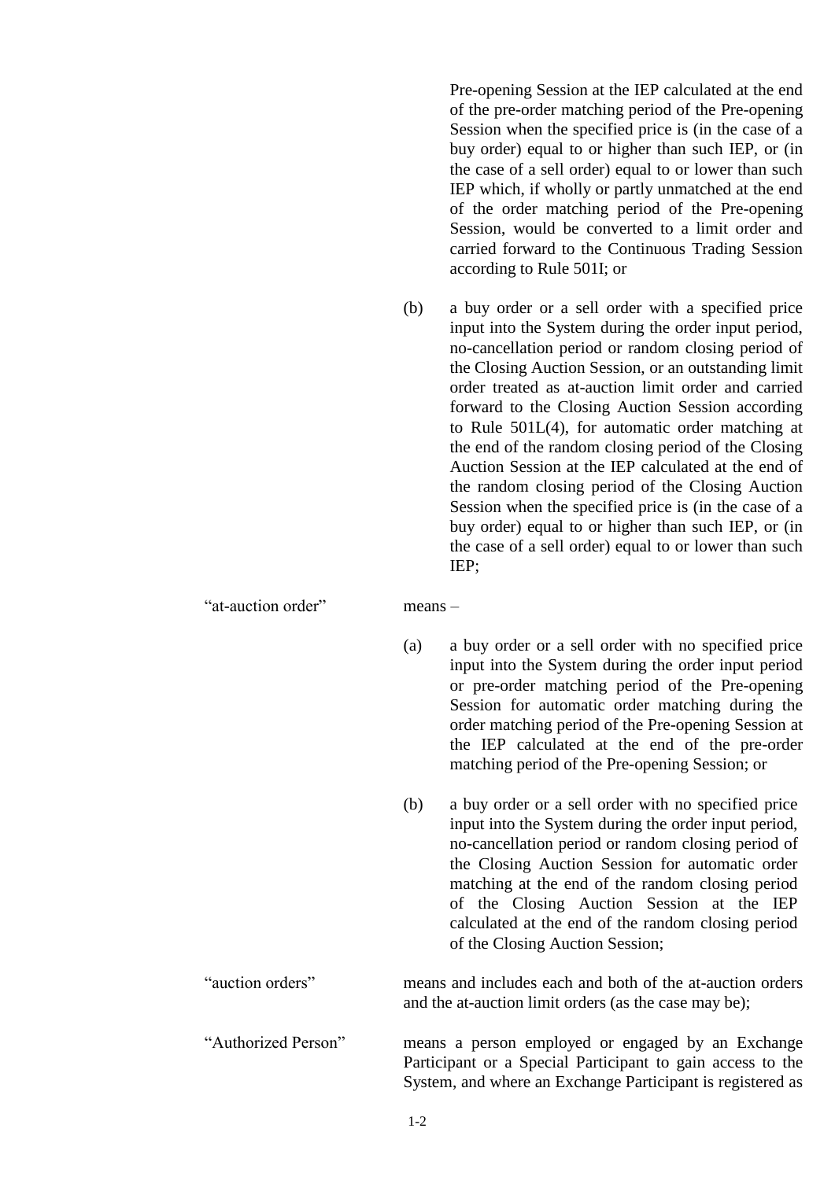Pre-opening Session at the IEP calculated at the end of the pre-order matching period of the Pre-opening Session when the specified price is (in the case of a buy order) equal to or higher than such IEP, or (in the case of a sell order) equal to or lower than such IEP which, if wholly or partly unmatched at the end of the order matching period of the Pre-opening Session, would be converted to a limit order and carried forward to the Continuous Trading Session according to Rule 501I; or

(b) a buy order or a sell order with a specified price input into the System during the order input period, no-cancellation period or random closing period of the Closing Auction Session, or an outstanding limit order treated as at-auction limit order and carried forward to the Closing Auction Session according to Rule 501L(4), for automatic order matching at the end of the random closing period of the Closing Auction Session at the IEP calculated at the end of the random closing period of the Closing Auction Session when the specified price is (in the case of a buy order) equal to or higher than such IEP, or (in the case of a sell order) equal to or lower than such IEP;

"at-auction order" means –

(a) a buy order or a sell order with no specified price input into the System during the order input period or pre-order matching period of the Pre-opening Session for automatic order matching during the order matching period of the Pre-opening Session at the IEP calculated at the end of the pre-order matching period of the Pre-opening Session; or

(b) a buy order or a sell order with no specified price input into the System during the order input period, no-cancellation period or random closing period of the Closing Auction Session for automatic order matching at the end of the random closing period of the Closing Auction Session at the IEP calculated at the end of the random closing period of the Closing Auction Session;

"auction orders" means and includes each and both of the at-auction orders and the at-auction limit orders (as the case may be);

"Authorized Person" means a person employed or engaged by an Exchange Participant or a Special Participant to gain access to the System, and where an Exchange Participant is registered as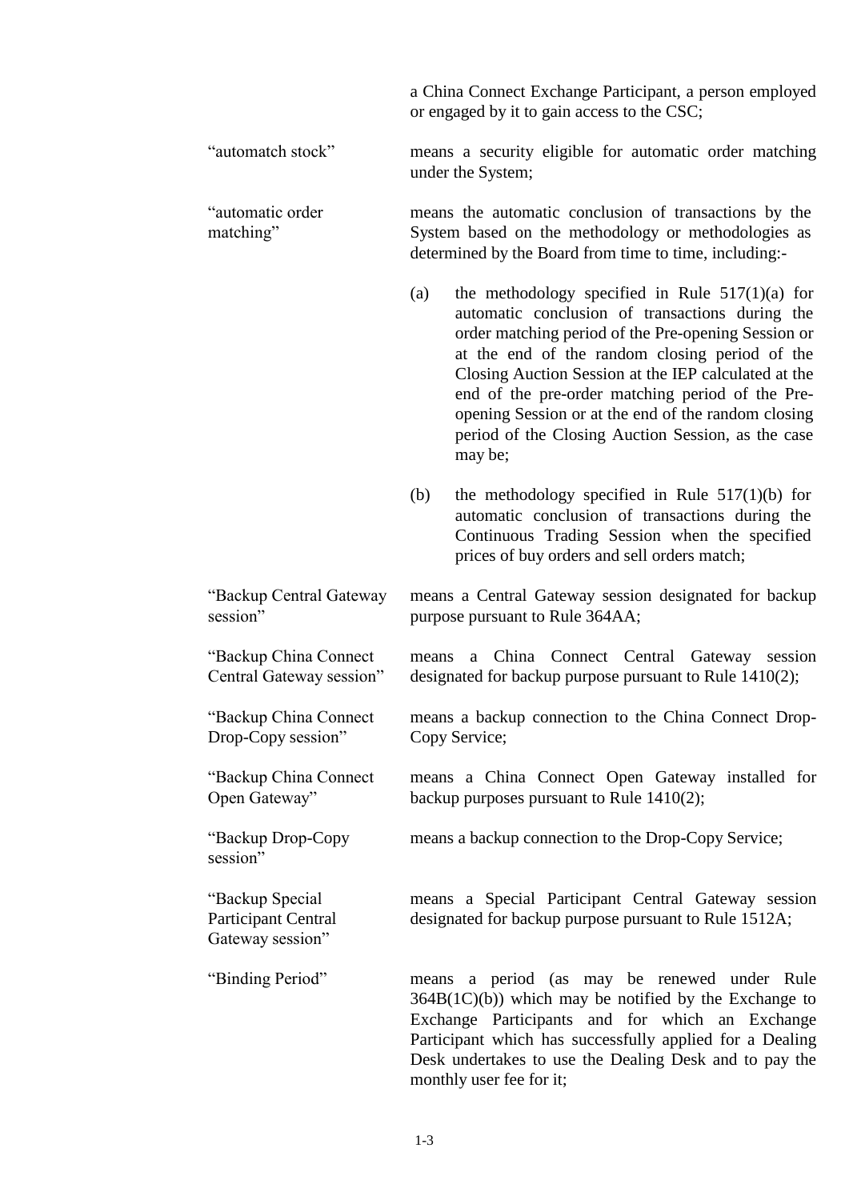a China Connect Exchange Participant, a person employed or engaged by it to gain access to the CSC;

| | |
|---|---|
| "automatch stock" | means a security eligible for automatic order matching under the System; |
| "automatic order matching" | means the automatic conclusion of transactions by the System based on the methodology or methodologies as determined by the Board from time to time, including:-<br><br>(a) the methodology specified in Rule 517(1)(a) for automatic conclusion of transactions during the order matching period of the Pre-opening Session or at the end of the random closing period of the Closing Auction Session at the IEP calculated at the end of the pre-order matching period of the Pre-opening Session or at the end of the random closing period of the Closing Auction Session, as the case may be;<br><br>(b) the methodology specified in Rule 517(1)(b) for automatic conclusion of transactions during the Continuous Trading Session when the specified prices of buy orders and sell orders match; |
| "Backup Central Gateway session" | means a Central Gateway session designated for backup purpose pursuant to Rule 364AA; |
| "Backup China Connect Central Gateway session" | means a China Connect Central Gateway session designated for backup purpose pursuant to Rule 1410(2); |
| "Backup China Connect Drop-Copy session" | means a backup connection to the China Connect Drop-Copy Service; |
| "Backup China Connect Open Gateway" | means a China Connect Open Gateway installed for backup purposes pursuant to Rule 1410(2); |
| "Backup Drop-Copy session" | means a backup connection to the Drop-Copy Service; |
| "Backup Special Participant Central Gateway session" | means a Special Participant Central Gateway session designated for backup purpose pursuant to Rule 1512A; |
| "Binding Period" | means a period (as may be renewed under Rule 364B(1C)(b)) which may be notified by the Exchange to Exchange Participants and for which an Exchange Participant which has successfully applied for a Dealing Desk undertakes to use the Dealing Desk and to pay the monthly user fee for it; |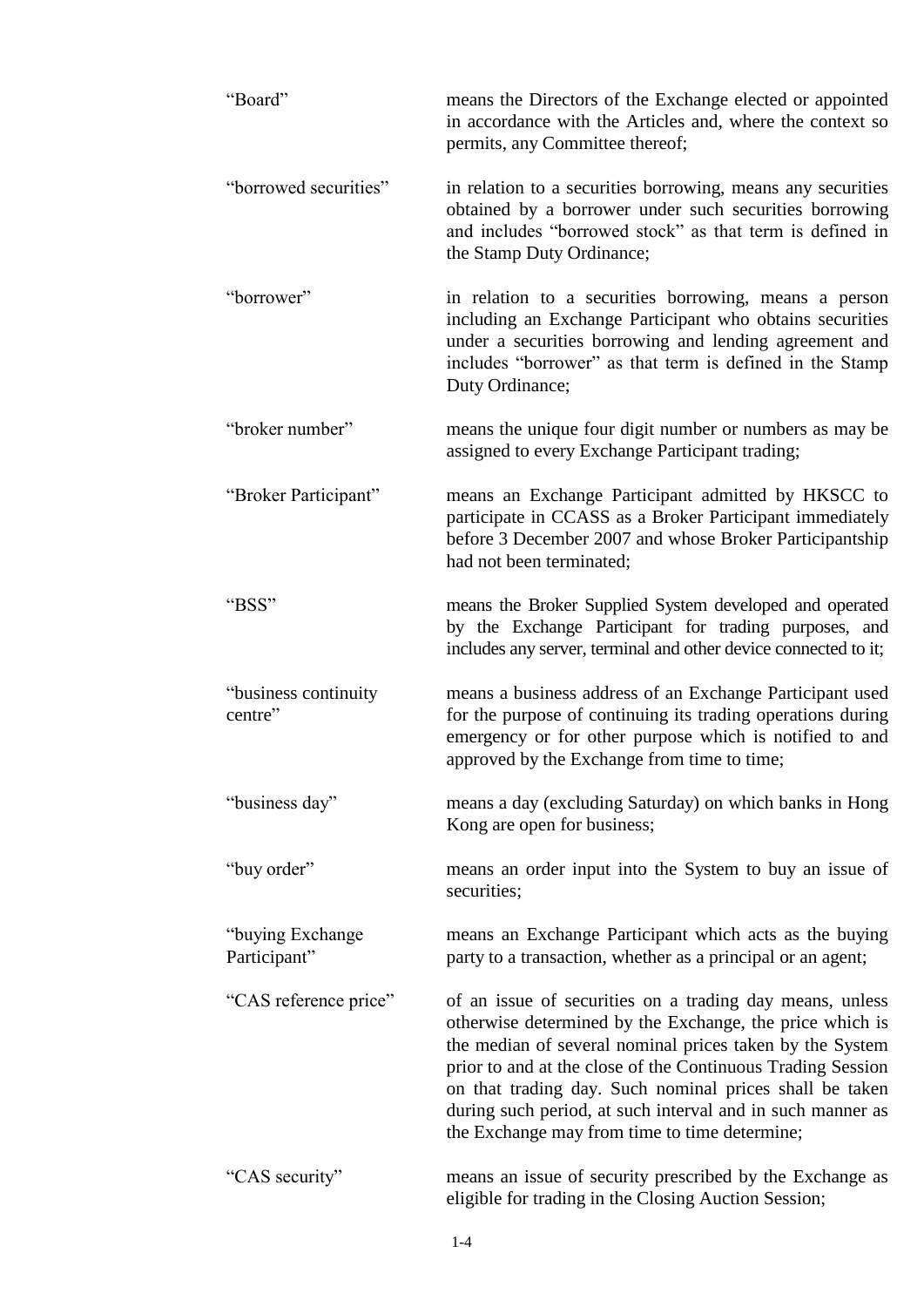| | |
|---|---|
| "Board" | means the Directors of the Exchange elected or appointed in accordance with the Articles and, where the context so permits, any Committee thereof; |
| "borrowed securities" | in relation to a securities borrowing, means any securities obtained by a borrower under such securities borrowing and includes "borrowed stock" as that term is defined in the Stamp Duty Ordinance; |
| "borrower" | in relation to a securities borrowing, means a person including an Exchange Participant who obtains securities under a securities borrowing and lending agreement and includes "borrower" as that term is defined in the Stamp Duty Ordinance; |
| "broker number" | means the unique four digit number or numbers as may be assigned to every Exchange Participant trading; |
| "Broker Participant" | means an Exchange Participant admitted by HKSCC to participate in CCASS as a Broker Participant immediately before 3 December 2007 and whose Broker Participantship had not been terminated; |
| "BSS" | means the Broker Supplied System developed and operated by the Exchange Participant for trading purposes, and includes any server, terminal and other device connected to it; |
| "business continuity centre" | means a business address of an Exchange Participant used for the purpose of continuing its trading operations during emergency or for other purpose which is notified to and approved by the Exchange from time to time; |
| "business day" | means a day (excluding Saturday) on which banks in Hong Kong are open for business; |
| "buy order" | means an order input into the System to buy an issue of securities; |
| "buying Exchange Participant" | means an Exchange Participant which acts as the buying party to a transaction, whether as a principal or an agent; |
| "CAS reference price" | of an issue of securities on a trading day means, unless otherwise determined by the Exchange, the price which is the median of several nominal prices taken by the System prior to and at the close of the Continuous Trading Session on that trading day. Such nominal prices shall be taken during such period, at such interval and in such manner as the Exchange may from time to time determine; |
| "CAS security" | means an issue of security prescribed by the Exchange as eligible for trading in the Closing Auction Session; |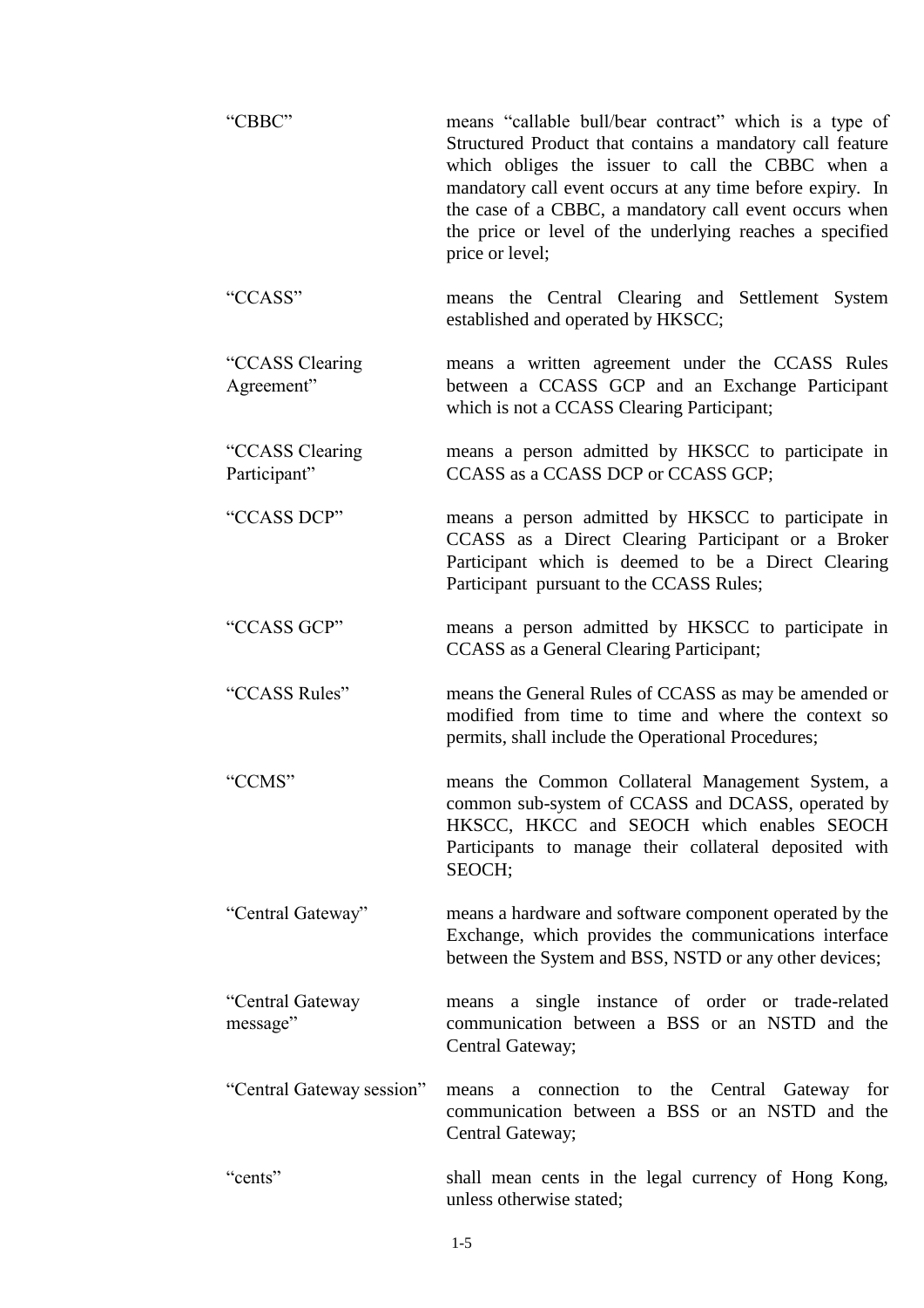| | |
|---|---|
| "CBBC" | means "callable bull/bear contract" which is a type of Structured Product that contains a mandatory call feature which obliges the issuer to call the CBBC when a mandatory call event occurs at any time before expiry. In the case of a CBBC, a mandatory call event occurs when the price or level of the underlying reaches a specified price or level; |
| "CCASS" | means the Central Clearing and Settlement System established and operated by HKSCC; |
| "CCASS Clearing Agreement" | means a written agreement under the CCASS Rules between a CCASS GCP and an Exchange Participant which is not a CCASS Clearing Participant; |
| "CCASS Clearing Participant" | means a person admitted by HKSCC to participate in CCASS as a CCASS DCP or CCASS GCP; |
| "CCASS DCP" | means a person admitted by HKSCC to participate in CCASS as a Direct Clearing Participant or a Broker Participant which is deemed to be a Direct Clearing Participant pursuant to the CCASS Rules; |
| "CCASS GCP" | means a person admitted by HKSCC to participate in CCASS as a General Clearing Participant; |
| "CCASS Rules" | means the General Rules of CCASS as may be amended or modified from time to time and where the context so permits, shall include the Operational Procedures; |
| "CCMS" | means the Common Collateral Management System, a common sub-system of CCASS and DCASS, operated by HKSCC, HKCC and SEOCH which enables SEOCH Participants to manage their collateral deposited with SEOCH; |
| "Central Gateway" | means a hardware and software component operated by the Exchange, which provides the communications interface between the System and BSS, NSTD or any other devices; |
| "Central Gateway message" | means a single instance of order or trade-related communication between a BSS or an NSTD and the Central Gateway; |
| "Central Gateway session" | means a connection to the Central Gateway for communication between a BSS or an NSTD and the Central Gateway; |
| "cents" | shall mean cents in the legal currency of Hong Kong, unless otherwise stated; |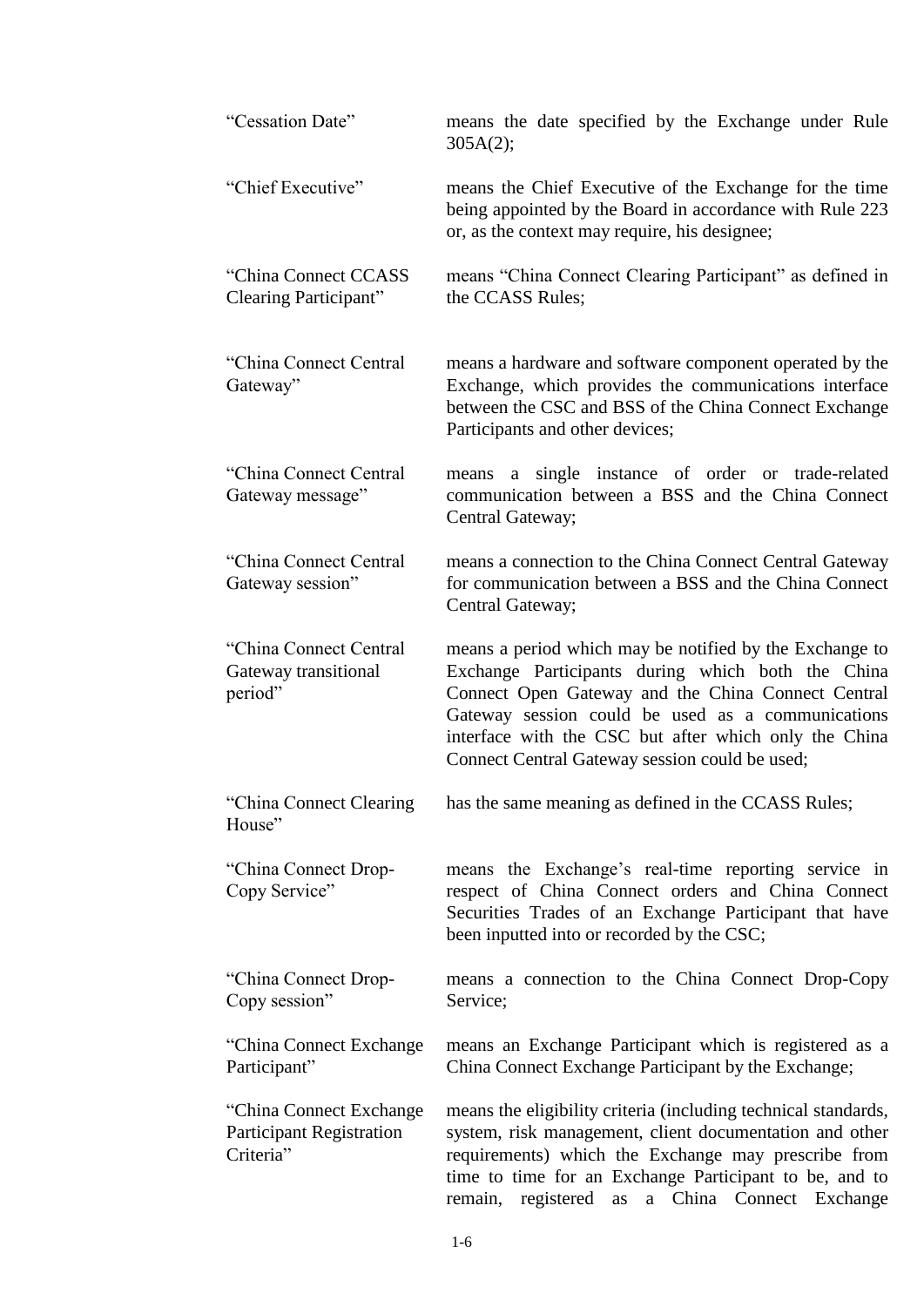| | |
|---|---|
| "Cessation Date" | means the date specified by the Exchange under Rule 305A(2); |
| "Chief Executive" | means the Chief Executive of the Exchange for the time being appointed by the Board in accordance with Rule 223 or, as the context may require, his designee; |
| "China Connect CCASS Clearing Participant" | means "China Connect Clearing Participant" as defined in the CCASS Rules; |
| "China Connect Central Gateway" | means a hardware and software component operated by the Exchange, which provides the communications interface between the CSC and BSS of the China Connect Exchange Participants and other devices; |
| "China Connect Central Gateway message" | means a single instance of order or trade-related communication between a BSS and the China Connect Central Gateway; |
| "China Connect Central Gateway session" | means a connection to the China Connect Central Gateway for communication between a BSS and the China Connect Central Gateway; |
| "China Connect Central Gateway transitional period" | means a period which may be notified by the Exchange to Exchange Participants during which both the China Connect Open Gateway and the China Connect Central Gateway session could be used as a communications interface with the CSC but after which only the China Connect Central Gateway session could be used; |
| "China Connect Clearing House" | has the same meaning as defined in the CCASS Rules; |
| "China Connect Drop-Copy Service" | means the Exchange's real-time reporting service in respect of China Connect orders and China Connect Securities Trades of an Exchange Participant that have been inputted into or recorded by the CSC; |
| "China Connect Drop-Copy session" | means a connection to the China Connect Drop-Copy Service; |
| "China Connect Exchange Participant" | means an Exchange Participant which is registered as a China Connect Exchange Participant by the Exchange; |
| "China Connect Exchange Participant Registration Criteria" | means the eligibility criteria (including technical standards, system, risk management, client documentation and other requirements) which the Exchange may prescribe from time to time for an Exchange Participant to be, and to remain, registered as a China Connect Exchange |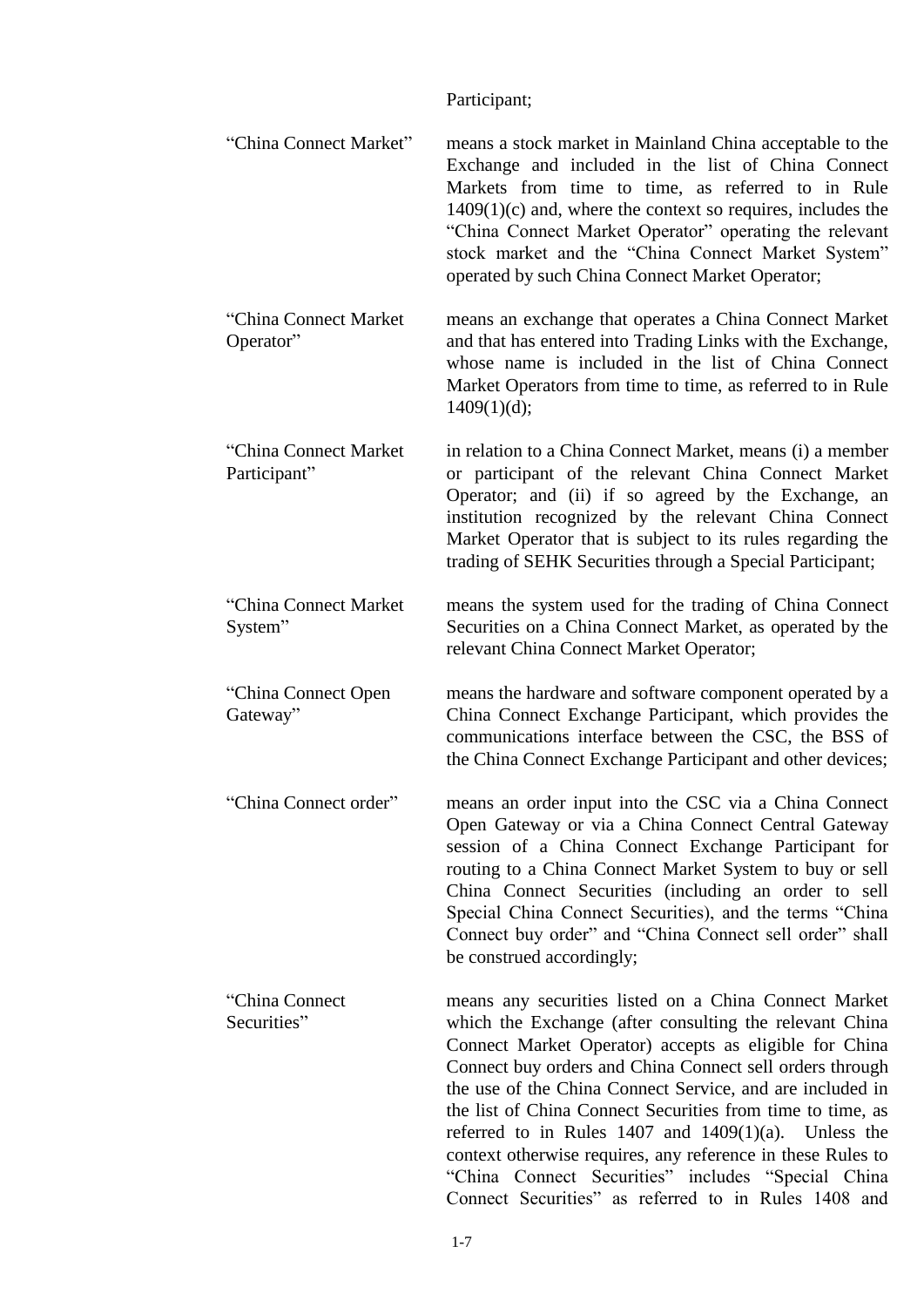Participant;

| | |
|---|---|
| "China Connect Market" | means a stock market in Mainland China acceptable to the Exchange and included in the list of China Connect Markets from time to time, as referred to in Rule 1409(1)(c) and, where the context so requires, includes the "China Connect Market Operator" operating the relevant stock market and the "China Connect Market System" operated by such China Connect Market Operator; |
| "China Connect Market Operator" | means an exchange that operates a China Connect Market and that has entered into Trading Links with the Exchange, whose name is included in the list of China Connect Market Operators from time to time, as referred to in Rule 1409(1)(d); |
| "China Connect Market Participant" | in relation to a China Connect Market, means (i) a member or participant of the relevant China Connect Market Operator; and (ii) if so agreed by the Exchange, an institution recognized by the relevant China Connect Market Operator that is subject to its rules regarding the trading of SEHK Securities through a Special Participant; |
| "China Connect Market System" | means the system used for the trading of China Connect Securities on a China Connect Market, as operated by the relevant China Connect Market Operator; |
| "China Connect Open Gateway" | means the hardware and software component operated by a China Connect Exchange Participant, which provides the communications interface between the CSC, the BSS of the China Connect Exchange Participant and other devices; |
| "China Connect order" | means an order input into the CSC via a China Connect Open Gateway or via a China Connect Central Gateway session of a China Connect Exchange Participant for routing to a China Connect Market System to buy or sell China Connect Securities (including an order to sell Special China Connect Securities), and the terms "China Connect buy order" and "China Connect sell order" shall be construed accordingly; |
| "China Connect Securities" | means any securities listed on a China Connect Market which the Exchange (after consulting the relevant China Connect Market Operator) accepts as eligible for China Connect buy orders and China Connect sell orders through the use of the China Connect Service, and are included in the list of China Connect Securities from time to time, as referred to in Rules 1407 and 1409(1)(a). Unless the context otherwise requires, any reference in these Rules to "China Connect Securities" includes "Special China Connect Securities" as referred to in Rules 1408 and |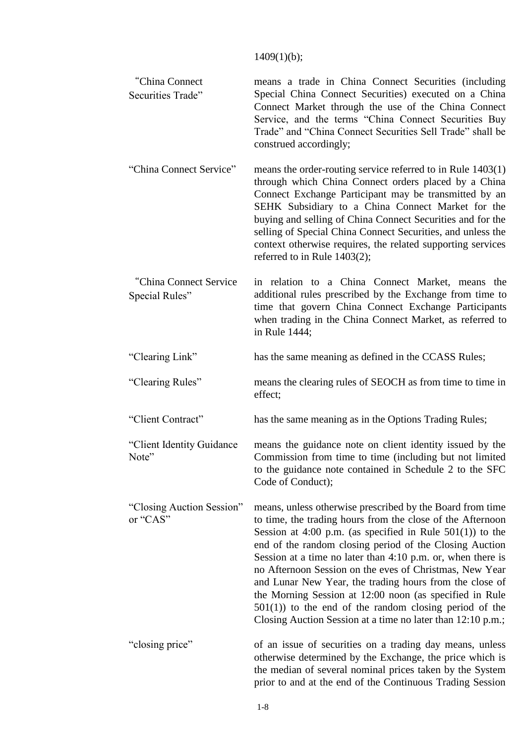1409(1)(b);

| | |
|---|---|
| "China Connect Securities Trade" | means a trade in China Connect Securities (including Special China Connect Securities) executed on a China Connect Market through the use of the China Connect Service, and the terms "China Connect Securities Buy Trade" and "China Connect Securities Sell Trade" shall be construed accordingly; |
| "China Connect Service" | means the order-routing service referred to in Rule 1403(1) through which China Connect orders placed by a China Connect Exchange Participant may be transmitted by an SEHK Subsidiary to a China Connect Market for the buying and selling of China Connect Securities and for the selling of Special China Connect Securities, and unless the context otherwise requires, the related supporting services referred to in Rule 1403(2); |
| "China Connect Service Special Rules" | in relation to a China Connect Market, means the additional rules prescribed by the Exchange from time to time that govern China Connect Exchange Participants when trading in the China Connect Market, as referred to in Rule 1444; |
| "Clearing Link" | has the same meaning as defined in the CCASS Rules; |
| "Clearing Rules" | means the clearing rules of SEOCH as from time to time in effect; |
| "Client Contract" | has the same meaning as in the Options Trading Rules; |
| "Client Identity Guidance Note" | means the guidance note on client identity issued by the Commission from time to time (including but not limited to the guidance note contained in Schedule 2 to the SFC Code of Conduct); |
| "Closing Auction Session" or "CAS" | means, unless otherwise prescribed by the Board from time to time, the trading hours from the close of the Afternoon Session at 4:00 p.m. (as specified in Rule 501(1)) to the end of the random closing period of the Closing Auction Session at a time no later than 4:10 p.m. or, when there is no Afternoon Session on the eves of Christmas, New Year and Lunar New Year, the trading hours from the close of the Morning Session at 12:00 noon (as specified in Rule 501(1)) to the end of the random closing period of the Closing Auction Session at a time no later than 12:10 p.m.; |
| "closing price" | of an issue of securities on a trading day means, unless otherwise determined by the Exchange, the price which is the median of several nominal prices taken by the System prior to and at the end of the Continuous Trading Session |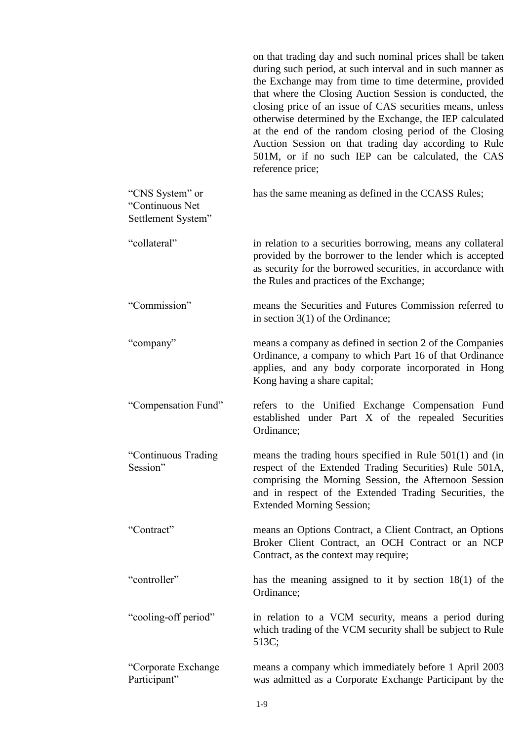on that trading day and such nominal prices shall be taken during such period, at such interval and in such manner as the Exchange may from time to time determine, provided that where the Closing Auction Session is conducted, the closing price of an issue of CAS securities means, unless otherwise determined by the Exchange, the IEP calculated at the end of the random closing period of the Closing Auction Session on that trading day according to Rule 501M, or if no such IEP can be calculated, the CAS reference price;

| | |
|---|---|
| "CNS System" or "Continuous Net Settlement System" | has the same meaning as defined in the CCASS Rules; |
| "collateral" | in relation to a securities borrowing, means any collateral provided by the borrower to the lender which is accepted as security for the borrowed securities, in accordance with the Rules and practices of the Exchange; |
| "Commission" | means the Securities and Futures Commission referred to in section 3(1) of the Ordinance; |
| "company" | means a company as defined in section 2 of the Companies Ordinance, a company to which Part 16 of that Ordinance applies, and any body corporate incorporated in Hong Kong having a share capital; |
| "Compensation Fund" | refers to the Unified Exchange Compensation Fund established under Part X of the repealed Securities Ordinance; |
| "Continuous Trading Session" | means the trading hours specified in Rule 501(1) and (in respect of the Extended Trading Securities) Rule 501A, comprising the Morning Session, the Afternoon Session and in respect of the Extended Trading Securities, the Extended Morning Session; |
| "Contract" | means an Options Contract, a Client Contract, an Options Broker Client Contract, an OCH Contract or an NCP Contract, as the context may require; |
| "controller" | has the meaning assigned to it by section 18(1) of the Ordinance; |
| "cooling-off period" | in relation to a VCM security, means a period during which trading of the VCM security shall be subject to Rule 513C; |
| "Corporate Exchange Participant" | means a company which immediately before 1 April 2003 was admitted as a Corporate Exchange Participant by the |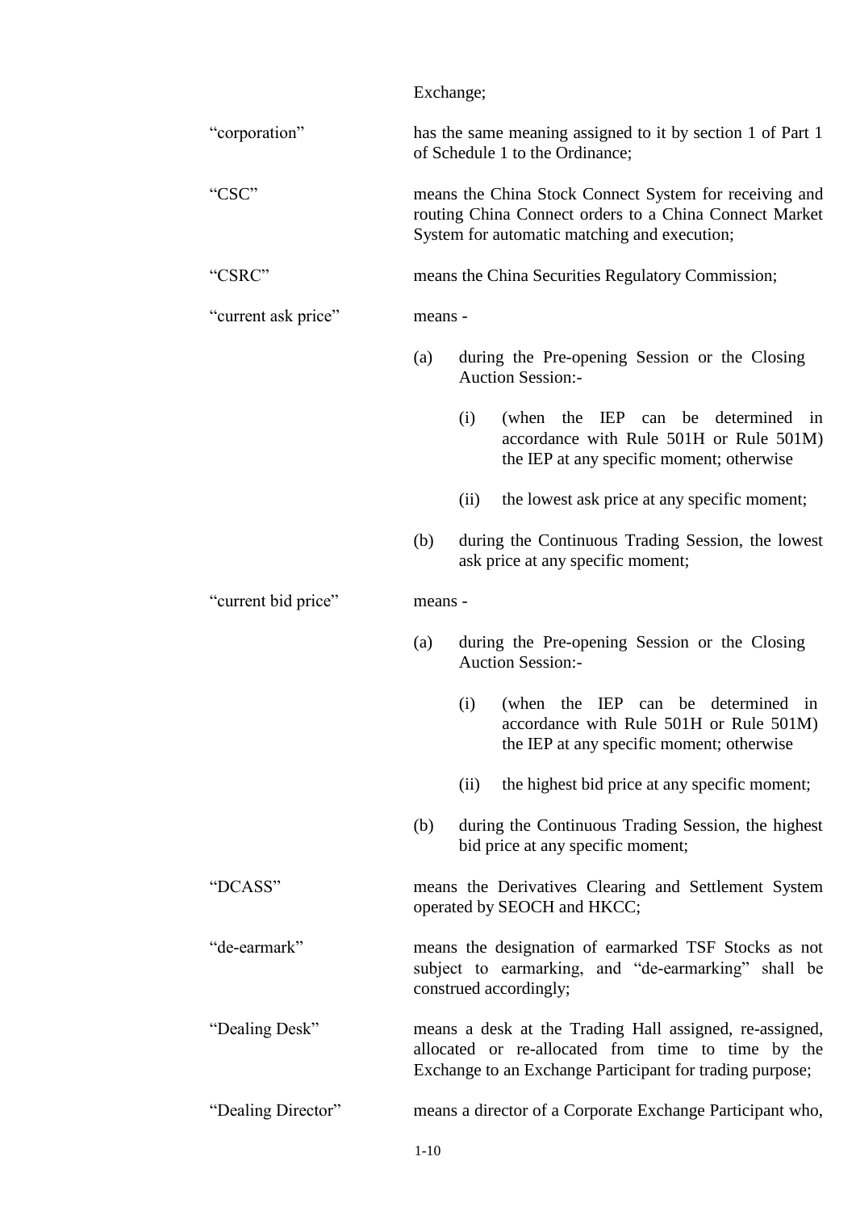Exchange;

| | |
|---|---|
| "corporation" | has the same meaning assigned to it by section 1 of Part 1 of Schedule 1 to the Ordinance; |
| "CSC" | means the China Stock Connect System for receiving and routing China Connect orders to a China Connect Market System for automatic matching and execution; |
| "CSRC" | means the China Securities Regulatory Commission; |
| "current ask price" | means - (a) during the Pre-opening Session or the Closing Auction Session:- (i) (when the IEP can be determined in accordance with Rule 501H or Rule 501M) the IEP at any specific moment; otherwise (ii) the lowest ask price at any specific moment; (b) during the Continuous Trading Session, the lowest ask price at any specific moment; |
| "current bid price" | means - (a) during the Pre-opening Session or the Closing Auction Session:- (i) (when the IEP can be determined in accordance with Rule 501H or Rule 501M) the IEP at any specific moment; otherwise (ii) the highest bid price at any specific moment; (b) during the Continuous Trading Session, the highest bid price at any specific moment; |
| "DCASS" | means the Derivatives Clearing and Settlement System operated by SEOCH and HKCC; |
| "de-earmark" | means the designation of earmarked TSF Stocks as not subject to earmarking, and "de-earmarking" shall be construed accordingly; |
| "Dealing Desk" | means a desk at the Trading Hall assigned, re-assigned, allocated or re-allocated from time to time by the Exchange to an Exchange Participant for trading purpose; |
| "Dealing Director" | means a director of a Corporate Exchange Participant who, |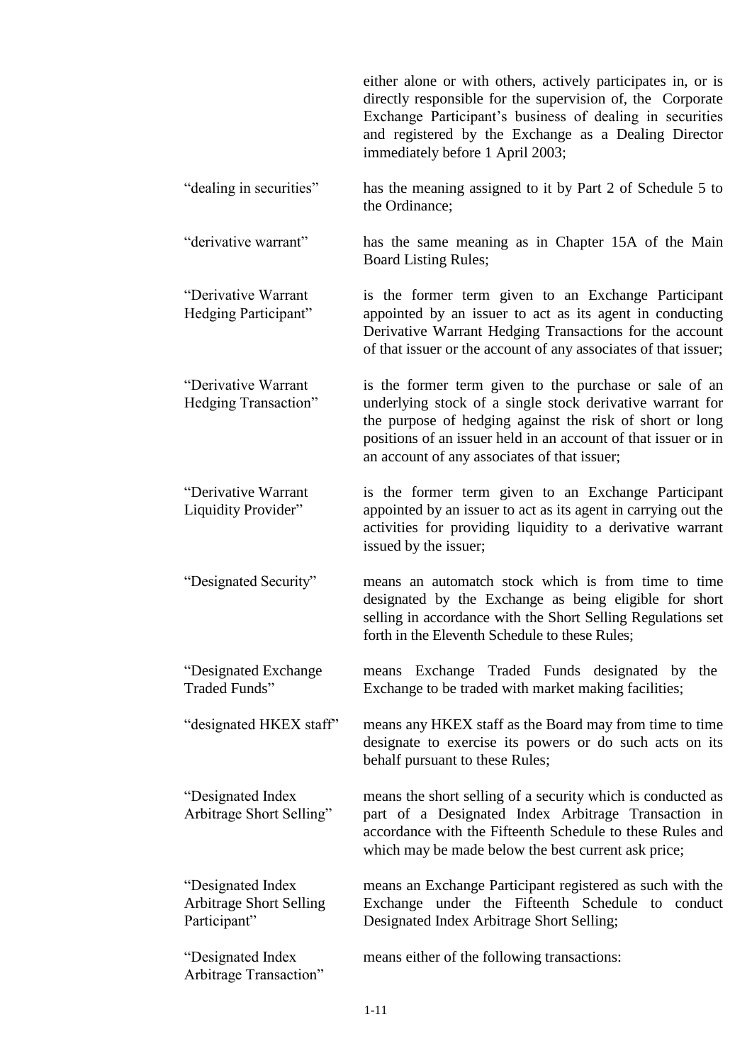either alone or with others, actively participates in, or is directly responsible for the supervision of, the Corporate Exchange Participant's business of dealing in securities and registered by the Exchange as a Dealing Director immediately before 1 April 2003;

| | |
|---|---|
| "dealing in securities" | has the meaning assigned to it by Part 2 of Schedule 5 to the Ordinance; |
| "derivative warrant" | has the same meaning as in Chapter 15A of the Main Board Listing Rules; |
| "Derivative Warrant Hedging Participant" | is the former term given to an Exchange Participant appointed by an issuer to act as its agent in conducting Derivative Warrant Hedging Transactions for the account of that issuer or the account of any associates of that issuer; |
| "Derivative Warrant Hedging Transaction" | is the former term given to the purchase or sale of an underlying stock of a single stock derivative warrant for the purpose of hedging against the risk of short or long positions of an issuer held in an account of that issuer or in an account of any associates of that issuer; |
| "Derivative Warrant Liquidity Provider" | is the former term given to an Exchange Participant appointed by an issuer to act as its agent in carrying out the activities for providing liquidity to a derivative warrant issued by the issuer; |
| "Designated Security" | means an automatch stock which is from time to time designated by the Exchange as being eligible for short selling in accordance with the Short Selling Regulations set forth in the Eleventh Schedule to these Rules; |
| "Designated Exchange Traded Funds" | means Exchange Traded Funds designated by the Exchange to be traded with market making facilities; |
| "designated HKEX staff" | means any HKEX staff as the Board may from time to time designate to exercise its powers or do such acts on its behalf pursuant to these Rules; |
| "Designated Index Arbitrage Short Selling" | means the short selling of a security which is conducted as part of a Designated Index Arbitrage Transaction in accordance with the Fifteenth Schedule to these Rules and which may be made below the best current ask price; |
| "Designated Index Arbitrage Short Selling Participant" | means an Exchange Participant registered as such with the Exchange under the Fifteenth Schedule to conduct Designated Index Arbitrage Short Selling; |
| "Designated Index Arbitrage Transaction" | means either of the following transactions: |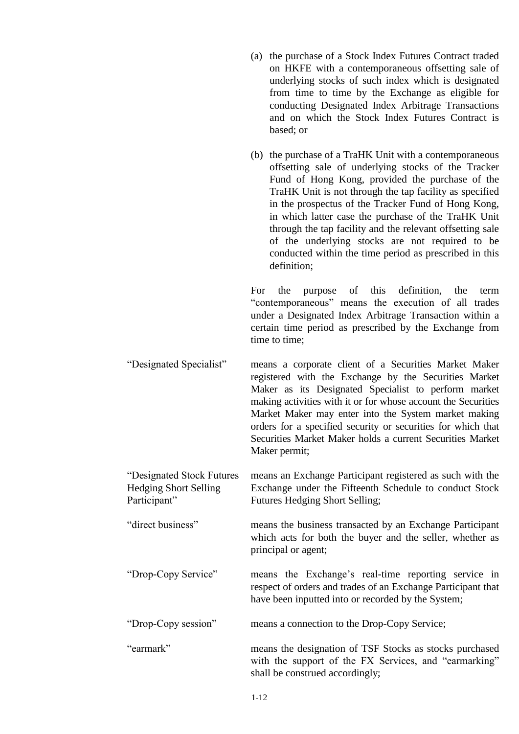(a) the purchase of a Stock Index Futures Contract traded on HKFE with a contemporaneous offsetting sale of underlying stocks of such index which is designated from time to time by the Exchange as eligible for conducting Designated Index Arbitrage Transactions and on which the Stock Index Futures Contract is based; or

(b) the purchase of a TraHK Unit with a contemporaneous offsetting sale of underlying stocks of the Tracker Fund of Hong Kong, provided the purchase of the TraHK Unit is not through the tap facility as specified in the prospectus of the Tracker Fund of Hong Kong, in which latter case the purchase of the TraHK Unit through the tap facility and the relevant offsetting sale of the underlying stocks are not required to be conducted within the time period as prescribed in this definition;

For the purpose of this definition, the term "contemporaneous" means the execution of all trades under a Designated Index Arbitrage Transaction within a certain time period as prescribed by the Exchange from time to time;

| | |
|---|---|
| "Designated Specialist" | means a corporate client of a Securities Market Maker registered with the Exchange by the Securities Market Maker as its Designated Specialist to perform market making activities with it or for whose account the Securities Market Maker may enter into the System market making orders for a specified security or securities for which that Securities Market Maker holds a current Securities Market Maker permit; |
| "Designated Stock Futures Hedging Short Selling Participant" | means an Exchange Participant registered as such with the Exchange under the Fifteenth Schedule to conduct Stock Futures Hedging Short Selling; |
| "direct business" | means the business transacted by an Exchange Participant which acts for both the buyer and the seller, whether as principal or agent; |
| "Drop-Copy Service" | means the Exchange's real-time reporting service in respect of orders and trades of an Exchange Participant that have been inputted into or recorded by the System; |
| "Drop-Copy session" | means a connection to the Drop-Copy Service; |
| "earmark" | means the designation of TSF Stocks as stocks purchased with the support of the FX Services, and "earmarking" shall be construed accordingly; |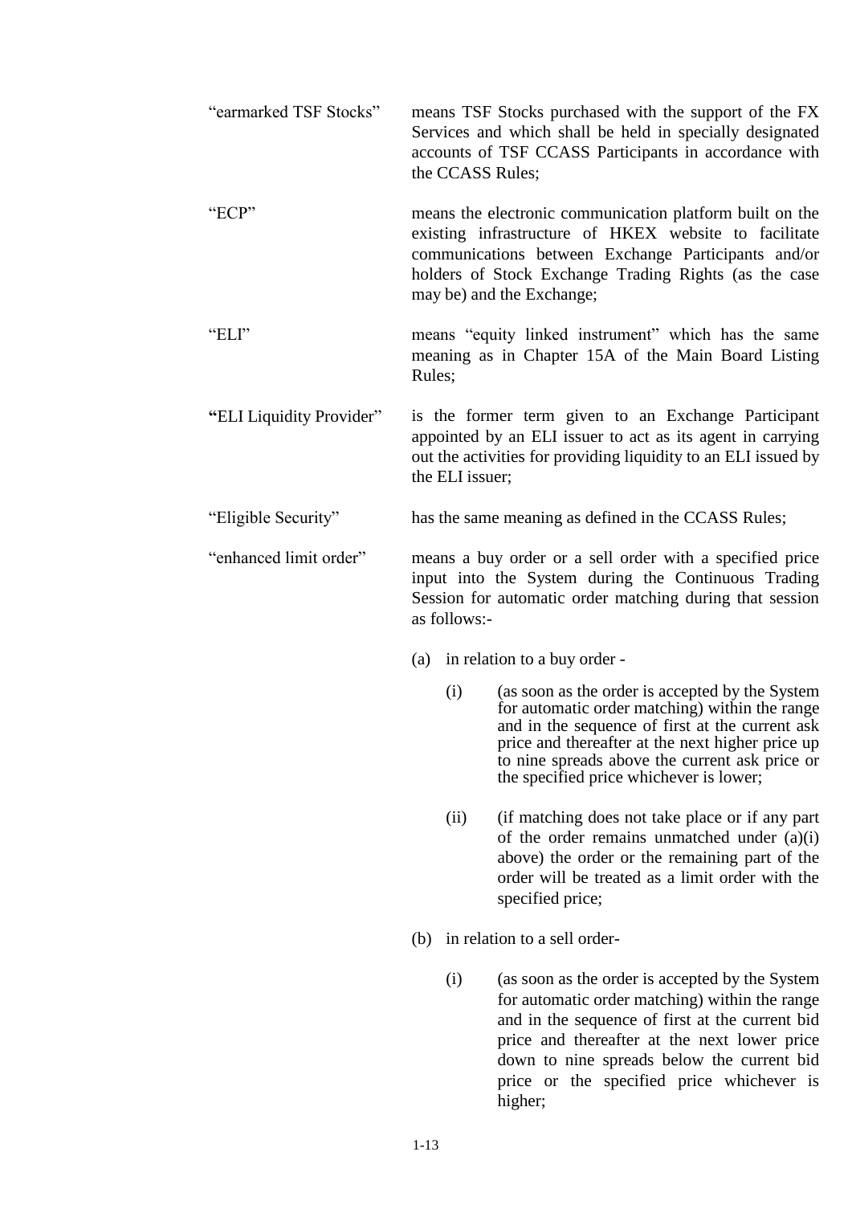"earmarked TSF Stocks" means TSF Stocks purchased with the support of the FX Services and which shall be held in specially designated accounts of TSF CCASS Participants in accordance with the CCASS Rules;

"ECP" means the electronic communication platform built on the existing infrastructure of HKEX website to facilitate communications between Exchange Participants and/or holders of Stock Exchange Trading Rights (as the case may be) and the Exchange;

"ELI" means "equity linked instrument" which has the same meaning as in Chapter 15A of the Main Board Listing Rules;

"ELI Liquidity Provider" is the former term given to an Exchange Participant appointed by an ELI issuer to act as its agent in carrying out the activities for providing liquidity to an ELI issued by the ELI issuer;

"Eligible Security" has the same meaning as defined in the CCASS Rules;

"enhanced limit order" means a buy order or a sell order with a specified price input into the System during the Continuous Trading Session for automatic order matching during that session as follows:-

(a) in relation to a buy order -

  (i) (as soon as the order is accepted by the System for automatic order matching) within the range and in the sequence of first at the current ask price and thereafter at the next higher price up to nine spreads above the current ask price or the specified price whichever is lower;

  (ii) (if matching does not take place or if any part of the order remains unmatched under (a)(i) above) the order or the remaining part of the order will be treated as a limit order with the specified price;

(b) in relation to a sell order-

  (i) (as soon as the order is accepted by the System for automatic order matching) within the range and in the sequence of first at the current bid price and thereafter at the next lower price down to nine spreads below the current bid price or the specified price whichever is higher;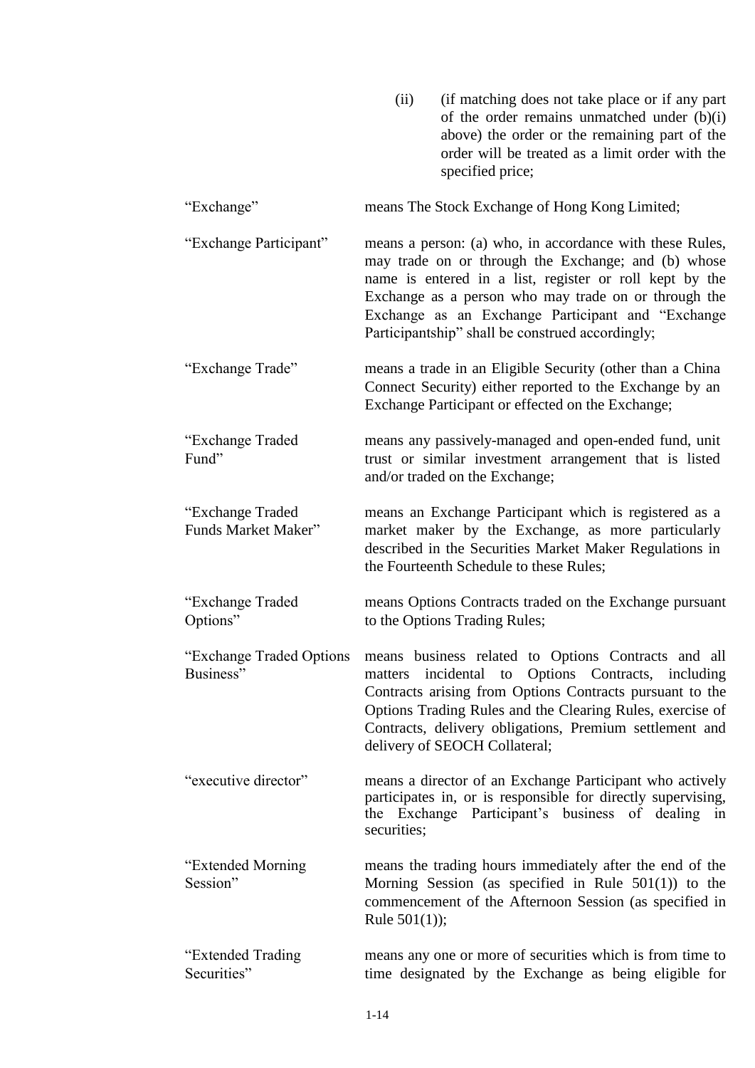(ii) (if matching does not take place or if any part of the order remains unmatched under (b)(i) above) the order or the remaining part of the order will be treated as a limit order with the specified price;

| | |
|---|---|
| "Exchange" | means The Stock Exchange of Hong Kong Limited; |
| "Exchange Participant" | means a person: (a) who, in accordance with these Rules, may trade on or through the Exchange; and (b) whose name is entered in a list, register or roll kept by the Exchange as a person who may trade on or through the Exchange as an Exchange Participant and "Exchange Participantship" shall be construed accordingly; |
| "Exchange Trade" | means a trade in an Eligible Security (other than a China Connect Security) either reported to the Exchange by an Exchange Participant or effected on the Exchange; |
| "Exchange Traded Fund" | means any passively-managed and open-ended fund, unit trust or similar investment arrangement that is listed and/or traded on the Exchange; |
| "Exchange Traded Funds Market Maker" | means an Exchange Participant which is registered as a market maker by the Exchange, as more particularly described in the Securities Market Maker Regulations in the Fourteenth Schedule to these Rules; |
| "Exchange Traded Options" | means Options Contracts traded on the Exchange pursuant to the Options Trading Rules; |
| "Exchange Traded Options Business" | means business related to Options Contracts and all matters incidental to Options Contracts, including Contracts arising from Options Contracts pursuant to the Options Trading Rules and the Clearing Rules, exercise of Contracts, delivery obligations, Premium settlement and delivery of SEOCH Collateral; |
| "executive director" | means a director of an Exchange Participant who actively participates in, or is responsible for directly supervising, the Exchange Participant's business of dealing in securities; |
| "Extended Morning Session" | means the trading hours immediately after the end of the Morning Session (as specified in Rule 501(1)) to the commencement of the Afternoon Session (as specified in Rule 501(1)); |
| "Extended Trading Securities" | means any one or more of securities which is from time to time designated by the Exchange as being eligible for |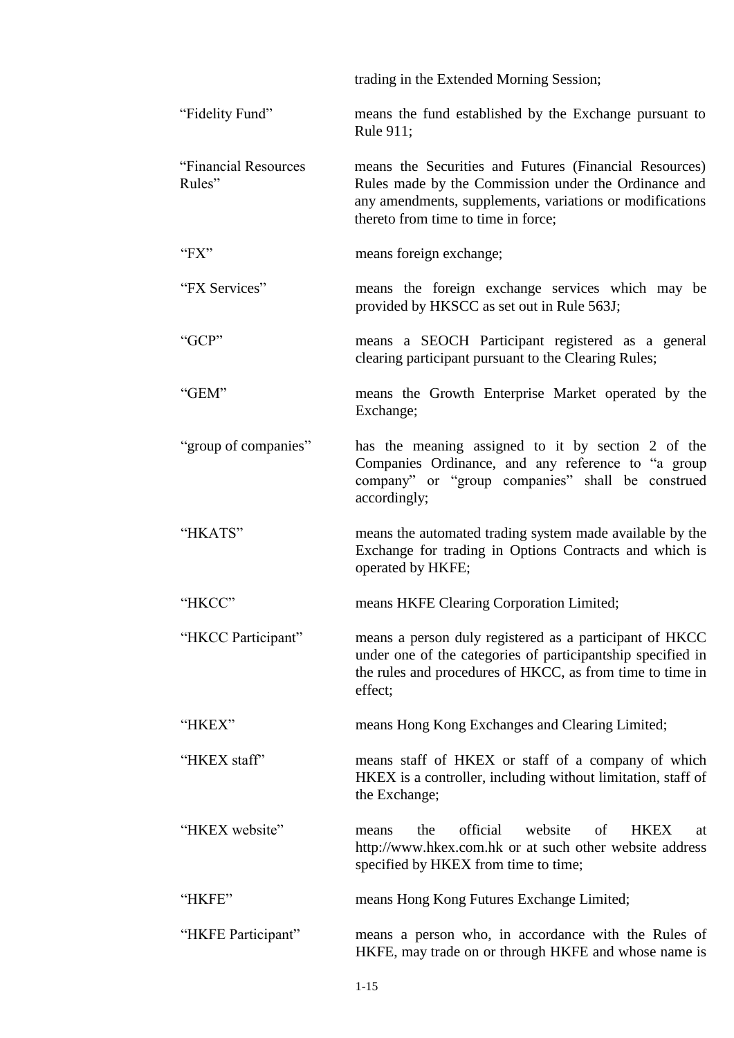trading in the Extended Morning Session;

| | |
|---|---|
| “Fidelity Fund” | means the fund established by the Exchange pursuant to Rule 911; |
| “Financial Resources Rules” | means the Securities and Futures (Financial Resources) Rules made by the Commission under the Ordinance and any amendments, supplements, variations or modifications thereto from time to time in force; |
| “FX” | means foreign exchange; |
| “FX Services” | means the foreign exchange services which may be provided by HKSCC as set out in Rule 563J; |
| “GCP” | means a SEOCH Participant registered as a general clearing participant pursuant to the Clearing Rules; |
| “GEM” | means the Growth Enterprise Market operated by the Exchange; |
| “group of companies” | has the meaning assigned to it by section 2 of the Companies Ordinance, and any reference to “a group company” or “group companies” shall be construed accordingly; |
| “HKATS” | means the automated trading system made available by the Exchange for trading in Options Contracts and which is operated by HKFE; |
| “HKCC” | means HKFE Clearing Corporation Limited; |
| “HKCC Participant” | means a person duly registered as a participant of HKCC under one of the categories of participantship specified in the rules and procedures of HKCC, as from time to time in effect; |
| “HKEX” | means Hong Kong Exchanges and Clearing Limited; |
| “HKEX staff” | means staff of HKEX or staff of a company of which HKEX is a controller, including without limitation, staff of the Exchange; |
| “HKEX website” | means the official website of HKEX at http://www.hkex.com.hk or at such other website address specified by HKEX from time to time; |
| “HKFE” | means Hong Kong Futures Exchange Limited; |
| “HKFE Participant” | means a person who, in accordance with the Rules of HKFE, may trade on or through HKFE and whose name is |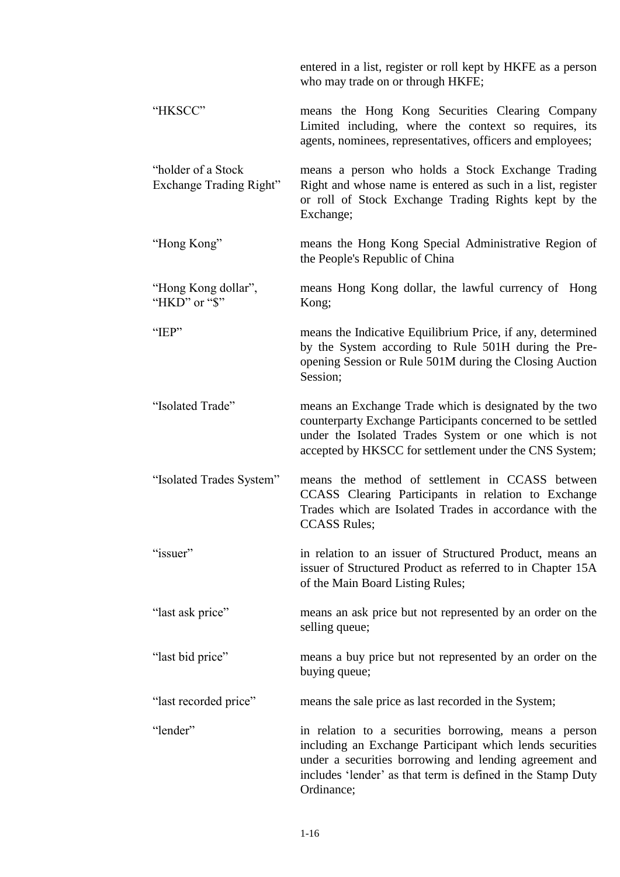| | |
|---|---|
| | entered in a list, register or roll kept by HKFE as a person who may trade on or through HKFE; |
| "HKSCC" | means the Hong Kong Securities Clearing Company Limited including, where the context so requires, its agents, nominees, representatives, officers and employees; |
| "holder of a Stock Exchange Trading Right" | means a person who holds a Stock Exchange Trading Right and whose name is entered as such in a list, register or roll of Stock Exchange Trading Rights kept by the Exchange; |
| "Hong Kong" | means the Hong Kong Special Administrative Region of the People's Republic of China |
| "Hong Kong dollar", "HKD" or "$" | means Hong Kong dollar, the lawful currency of Hong Kong; |
| "IEP" | means the Indicative Equilibrium Price, if any, determined by the System according to Rule 501H during the Pre-opening Session or Rule 501M during the Closing Auction Session; |
| "Isolated Trade" | means an Exchange Trade which is designated by the two counterparty Exchange Participants concerned to be settled under the Isolated Trades System or one which is not accepted by HKSCC for settlement under the CNS System; |
| "Isolated Trades System" | means the method of settlement in CCASS between CCASS Clearing Participants in relation to Exchange Trades which are Isolated Trades in accordance with the CCASS Rules; |
| "issuer" | in relation to an issuer of Structured Product, means an issuer of Structured Product as referred to in Chapter 15A of the Main Board Listing Rules; |
| "last ask price" | means an ask price but not represented by an order on the selling queue; |
| "last bid price" | means a buy price but not represented by an order on the buying queue; |
| "last recorded price" | means the sale price as last recorded in the System; |
| "lender" | in relation to a securities borrowing, means a person including an Exchange Participant which lends securities under a securities borrowing and lending agreement and includes 'lender' as that term is defined in the Stamp Duty Ordinance; |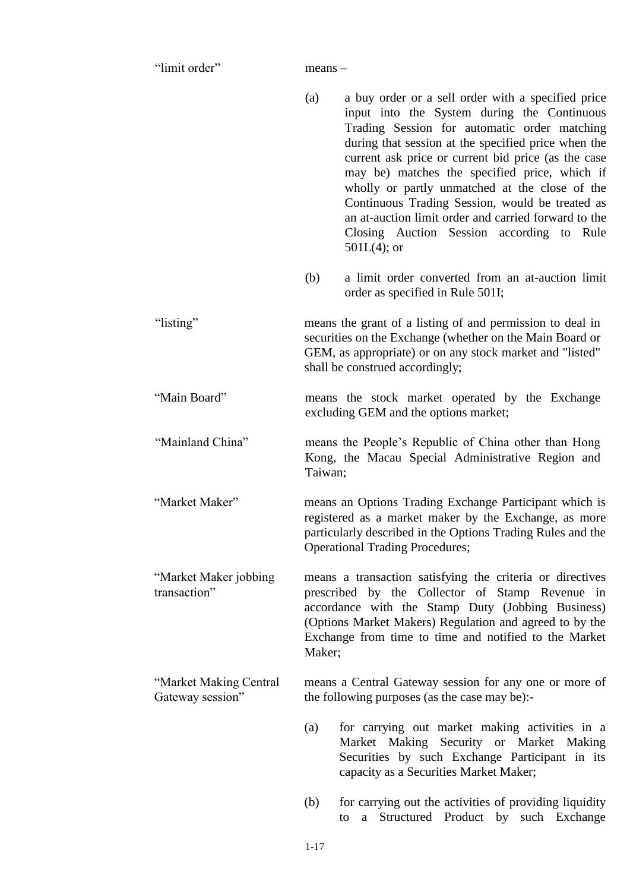"limit order" means –

(a) a buy order or a sell order with a specified price input into the System during the Continuous Trading Session for automatic order matching during that session at the specified price when the current ask price or current bid price (as the case may be) matches the specified price, which if wholly or partly unmatched at the close of the Continuous Trading Session, would be treated as an at-auction limit order and carried forward to the Closing Auction Session according to Rule 501L(4); or

(b) a limit order converted from an at-auction limit order as specified in Rule 501I;

"listing" means the grant of a listing of and permission to deal in securities on the Exchange (whether on the Main Board or GEM, as appropriate) or on any stock market and "listed" shall be construed accordingly;

"Main Board" means the stock market operated by the Exchange excluding GEM and the options market;

"Mainland China" means the People's Republic of China other than Hong Kong, the Macau Special Administrative Region and Taiwan;

"Market Maker" means an Options Trading Exchange Participant which is registered as a market maker by the Exchange, as more particularly described in the Options Trading Rules and the Operational Trading Procedures;

"Market Maker jobbing transaction" means a transaction satisfying the criteria or directives prescribed by the Collector of Stamp Revenue in accordance with the Stamp Duty (Jobbing Business) (Options Market Makers) Regulation and agreed to by the Exchange from time to time and notified to the Market Maker;

"Market Making Central Gateway session" means a Central Gateway session for any one or more of the following purposes (as the case may be):-

(a) for carrying out market making activities in a Market Making Security or Market Making Securities by such Exchange Participant in its capacity as a Securities Market Maker;

(b) for carrying out the activities of providing liquidity to a Structured Product by such Exchange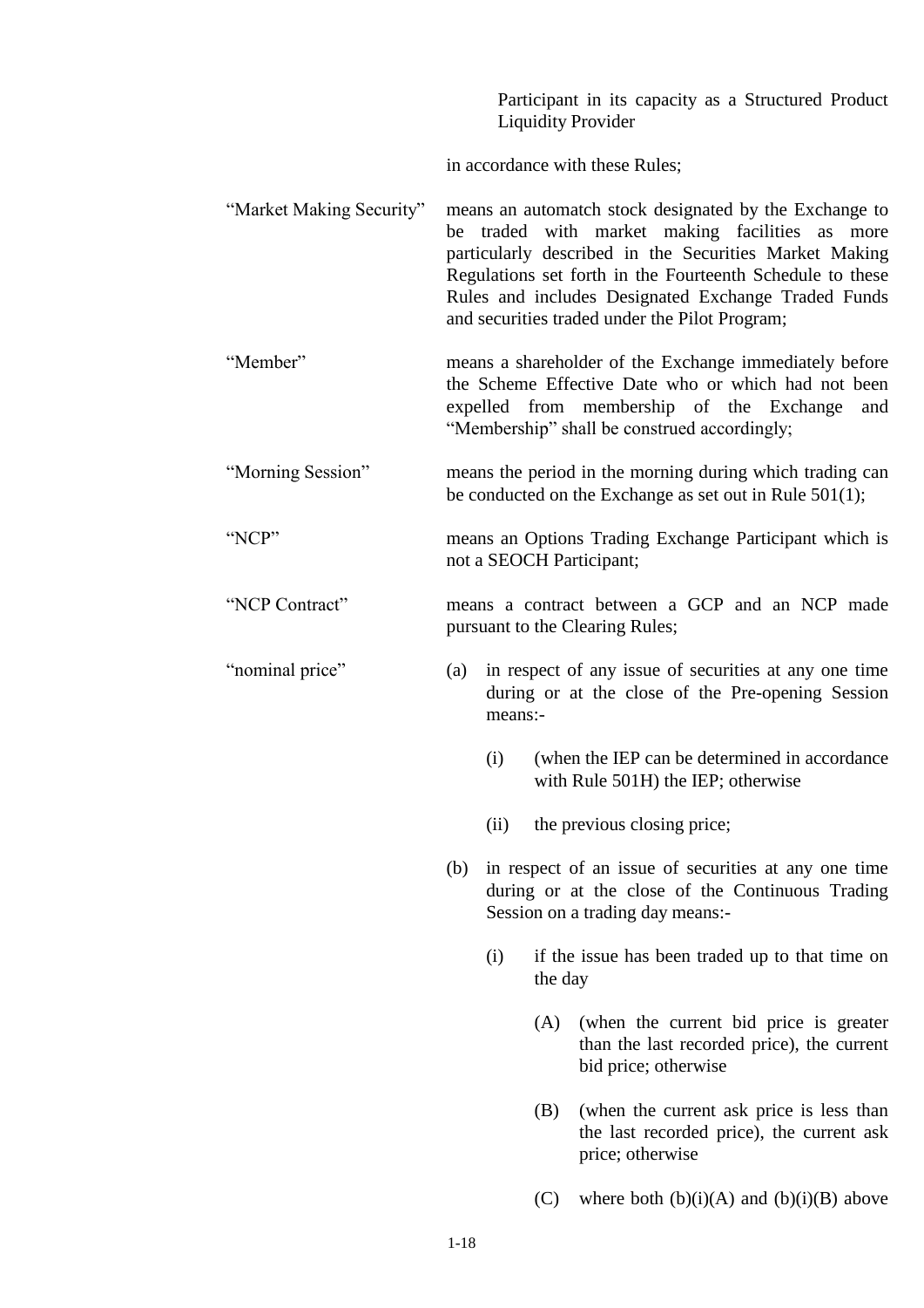Participant in its capacity as a Structured Product Liquidity Provider

in accordance with these Rules;

"Market Making Security" means an automatch stock designated by the Exchange to be traded with market making facilities as more particularly described in the Securities Market Making Regulations set forth in the Fourteenth Schedule to these Rules and includes Designated Exchange Traded Funds and securities traded under the Pilot Program;

"Member" means a shareholder of the Exchange immediately before the Scheme Effective Date who or which had not been expelled from membership of the Exchange and "Membership" shall be construed accordingly;

"Morning Session" means the period in the morning during which trading can be conducted on the Exchange as set out in Rule 501(1);

"NCP" means an Options Trading Exchange Participant which is not a SEOCH Participant;

"NCP Contract" means a contract between a GCP and an NCP made pursuant to the Clearing Rules;

"nominal price"

(a) in respect of any issue of securities at any one time during or at the close of the Pre-opening Session means:-

  (i) (when the IEP can be determined in accordance with Rule 501H) the IEP; otherwise

  (ii) the previous closing price;

(b) in respect of an issue of securities at any one time during or at the close of the Continuous Trading Session on a trading day means:-

  (i) if the issue has been traded up to that time on the day

    (A) (when the current bid price is greater than the last recorded price), the current bid price; otherwise

    (B) (when the current ask price is less than the last recorded price), the current ask price; otherwise

    (C) where both (b)(i)(A) and (b)(i)(B) above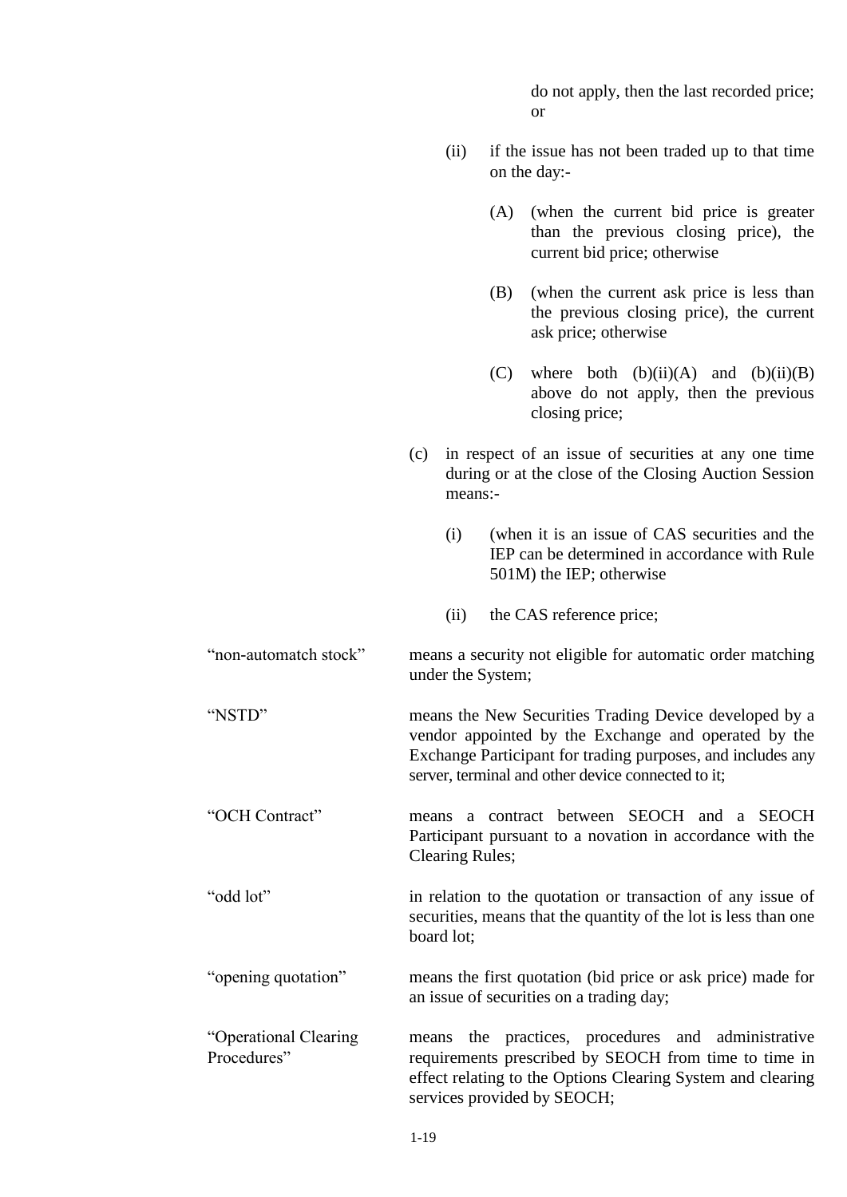do not apply, then the last recorded price; or

(ii) if the issue has not been traded up to that time on the day:-

(A) (when the current bid price is greater than the previous closing price), the current bid price; otherwise

(B) (when the current ask price is less than the previous closing price), the current ask price; otherwise

(C) where both (b)(ii)(A) and (b)(ii)(B) above do not apply, then the previous closing price;

(c) in respect of an issue of securities at any one time during or at the close of the Closing Auction Session means:-

(i) (when it is an issue of CAS securities and the IEP can be determined in accordance with Rule 501M) the IEP; otherwise

(ii) the CAS reference price;

"non-automatch stock" means a security not eligible for automatic order matching under the System;

"NSTD" means the New Securities Trading Device developed by a vendor appointed by the Exchange and operated by the Exchange Participant for trading purposes, and includes any server, terminal and other device connected to it;

"OCH Contract" means a contract between SEOCH and a SEOCH Participant pursuant to a novation in accordance with the Clearing Rules;

"odd lot" in relation to the quotation or transaction of any issue of securities, means that the quantity of the lot is less than one board lot;

"opening quotation" means the first quotation (bid price or ask price) made for an issue of securities on a trading day;

"Operational Clearing Procedures" means the practices, procedures and administrative requirements prescribed by SEOCH from time to time in effect relating to the Options Clearing System and clearing services provided by SEOCH;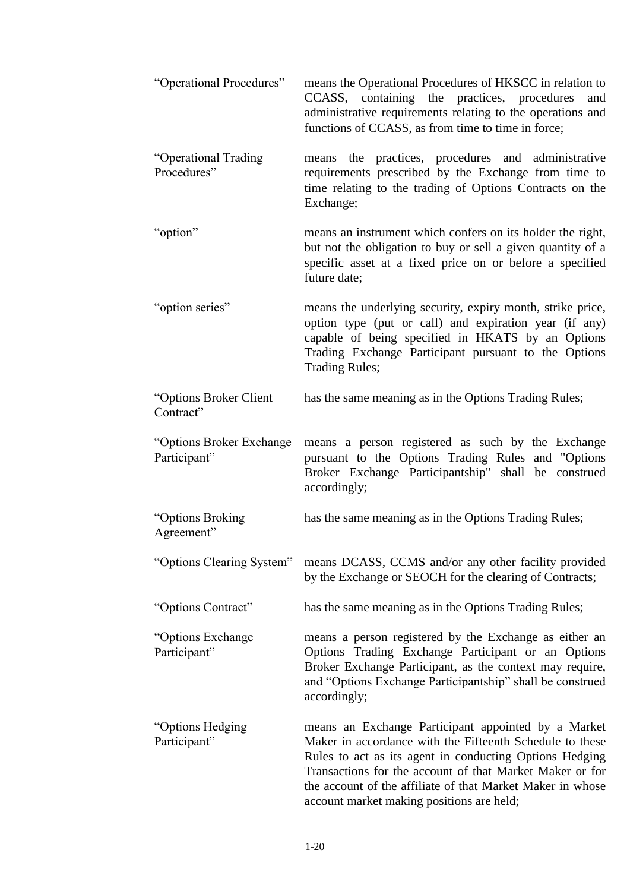| | |
|---|---|
| "Operational Procedures" | means the Operational Procedures of HKSCC in relation to CCASS, containing the practices, procedures and administrative requirements relating to the operations and functions of CCASS, as from time to time in force; |
| "Operational Trading Procedures" | means the practices, procedures and administrative requirements prescribed by the Exchange from time to time relating to the trading of Options Contracts on the Exchange; |
| "option" | means an instrument which confers on its holder the right, but not the obligation to buy or sell a given quantity of a specific asset at a fixed price on or before a specified future date; |
| "option series" | means the underlying security, expiry month, strike price, option type (put or call) and expiration year (if any) capable of being specified in HKATS by an Options Trading Exchange Participant pursuant to the Options Trading Rules; |
| "Options Broker Client Contract" | has the same meaning as in the Options Trading Rules; |
| "Options Broker Exchange Participant" | means a person registered as such by the Exchange pursuant to the Options Trading Rules and "Options Broker Exchange Participantship" shall be construed accordingly; |
| "Options Broking Agreement" | has the same meaning as in the Options Trading Rules; |
| "Options Clearing System" | means DCASS, CCMS and/or any other facility provided by the Exchange or SEOCH for the clearing of Contracts; |
| "Options Contract" | has the same meaning as in the Options Trading Rules; |
| "Options Exchange Participant" | means a person registered by the Exchange as either an Options Trading Exchange Participant or an Options Broker Exchange Participant, as the context may require, and "Options Exchange Participantship" shall be construed accordingly; |
| "Options Hedging Participant" | means an Exchange Participant appointed by a Market Maker in accordance with the Fifteenth Schedule to these Rules to act as its agent in conducting Options Hedging Transactions for the account of that Market Maker or for the account of the affiliate of that Market Maker in whose account market making positions are held; |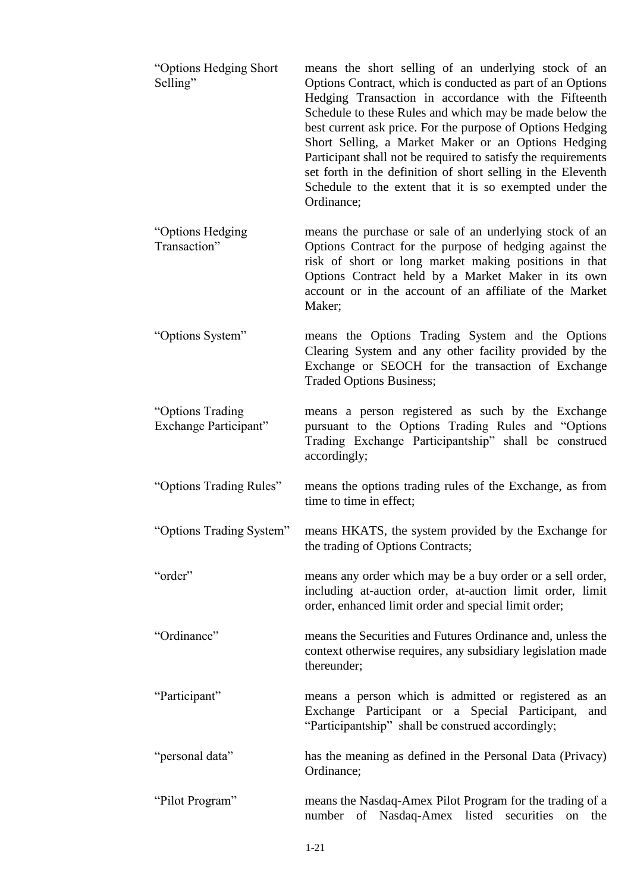| | |
|---|---|
| "Options Hedging Short Selling" | means the short selling of an underlying stock of an Options Contract, which is conducted as part of an Options Hedging Transaction in accordance with the Fifteenth Schedule to these Rules and which may be made below the best current ask price. For the purpose of Options Hedging Short Selling, a Market Maker or an Options Hedging Participant shall not be required to satisfy the requirements set forth in the definition of short selling in the Eleventh Schedule to the extent that it is so exempted under the Ordinance; |
| "Options Hedging Transaction" | means the purchase or sale of an underlying stock of an Options Contract for the purpose of hedging against the risk of short or long market making positions in that Options Contract held by a Market Maker in its own account or in the account of an affiliate of the Market Maker; |
| "Options System" | means the Options Trading System and the Options Clearing System and any other facility provided by the Exchange or SEOCH for the transaction of Exchange Traded Options Business; |
| "Options Trading Exchange Participant" | means a person registered as such by the Exchange pursuant to the Options Trading Rules and "Options Trading Exchange Participantship" shall be construed accordingly; |
| "Options Trading Rules" | means the options trading rules of the Exchange, as from time to time in effect; |
| "Options Trading System" | means HKATS, the system provided by the Exchange for the trading of Options Contracts; |
| "order" | means any order which may be a buy order or a sell order, including at-auction order, at-auction limit order, limit order, enhanced limit order and special limit order; |
| "Ordinance" | means the Securities and Futures Ordinance and, unless the context otherwise requires, any subsidiary legislation made thereunder; |
| "Participant" | means a person which is admitted or registered as an Exchange Participant or a Special Participant, and "Participantship" shall be construed accordingly; |
| "personal data" | has the meaning as defined in the Personal Data (Privacy) Ordinance; |
| "Pilot Program" | means the Nasdaq-Amex Pilot Program for the trading of a number of Nasdaq-Amex listed securities on the |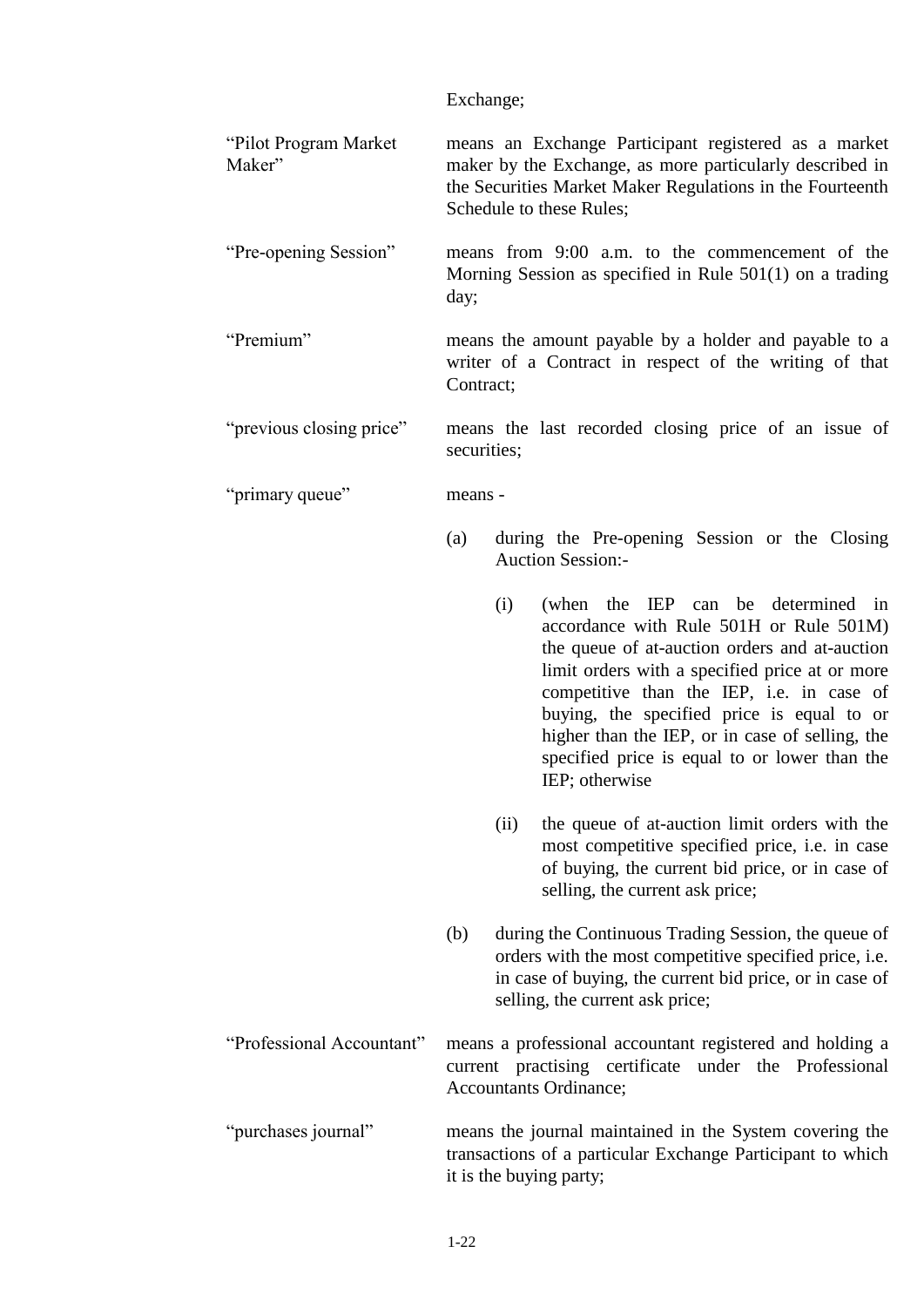Exchange;

"Pilot Program Market Maker" means an Exchange Participant registered as a market maker by the Exchange, as more particularly described in the Securities Market Maker Regulations in the Fourteenth Schedule to these Rules;

"Pre-opening Session" means from 9:00 a.m. to the commencement of the Morning Session as specified in Rule 501(1) on a trading day;

"Premium" means the amount payable by a holder and payable to a writer of a Contract in respect of the writing of that Contract;

"previous closing price" means the last recorded closing price of an issue of securities;

"primary queue" means -

(a) during the Pre-opening Session or the Closing Auction Session:-

(i) (when the IEP can be determined in accordance with Rule 501H or Rule 501M) the queue of at-auction orders and at-auction limit orders with a specified price at or more competitive than the IEP, i.e. in case of buying, the specified price is equal to or higher than the IEP, or in case of selling, the specified price is equal to or lower than the IEP; otherwise

(ii) the queue of at-auction limit orders with the most competitive specified price, i.e. in case of buying, the current bid price, or in case of selling, the current ask price;

(b) during the Continuous Trading Session, the queue of orders with the most competitive specified price, i.e. in case of buying, the current bid price, or in case of selling, the current ask price;

"Professional Accountant" means a professional accountant registered and holding a current practising certificate under the Professional Accountants Ordinance;

"purchases journal" means the journal maintained in the System covering the transactions of a particular Exchange Participant to which it is the buying party;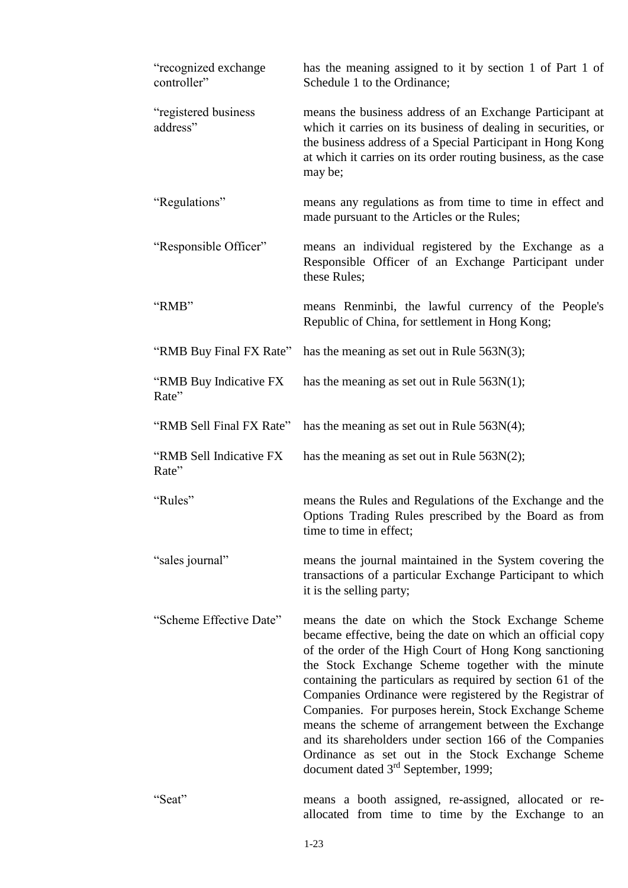| | |
|---|---|
| "recognized exchange controller" | has the meaning assigned to it by section 1 of Part 1 of Schedule 1 to the Ordinance; |
| "registered business address" | means the business address of an Exchange Participant at which it carries on its business of dealing in securities, or the business address of a Special Participant in Hong Kong at which it carries on its order routing business, as the case may be; |
| "Regulations" | means any regulations as from time to time in effect and made pursuant to the Articles or the Rules; |
| "Responsible Officer" | means an individual registered by the Exchange as a Responsible Officer of an Exchange Participant under these Rules; |
| "RMB" | means Renminbi, the lawful currency of the People's Republic of China, for settlement in Hong Kong; |
| "RMB Buy Final FX Rate" | has the meaning as set out in Rule 563N(3); |
| "RMB Buy Indicative FX Rate" | has the meaning as set out in Rule 563N(1); |
| "RMB Sell Final FX Rate" | has the meaning as set out in Rule 563N(4); |
| "RMB Sell Indicative FX Rate" | has the meaning as set out in Rule 563N(2); |
| "Rules" | means the Rules and Regulations of the Exchange and the Options Trading Rules prescribed by the Board as from time to time in effect; |
| "sales journal" | means the journal maintained in the System covering the transactions of a particular Exchange Participant to which it is the selling party; |
| "Scheme Effective Date" | means the date on which the Stock Exchange Scheme became effective, being the date on which an official copy of the order of the High Court of Hong Kong sanctioning the Stock Exchange Scheme together with the minute containing the particulars as required by section 61 of the Companies Ordinance were registered by the Registrar of Companies. For purposes herein, Stock Exchange Scheme means the scheme of arrangement between the Exchange and its shareholders under section 166 of the Companies Ordinance as set out in the Stock Exchange Scheme document dated 3rd September, 1999; |
| "Seat" | means a booth assigned, re-assigned, allocated or re-allocated from time to time by the Exchange to an |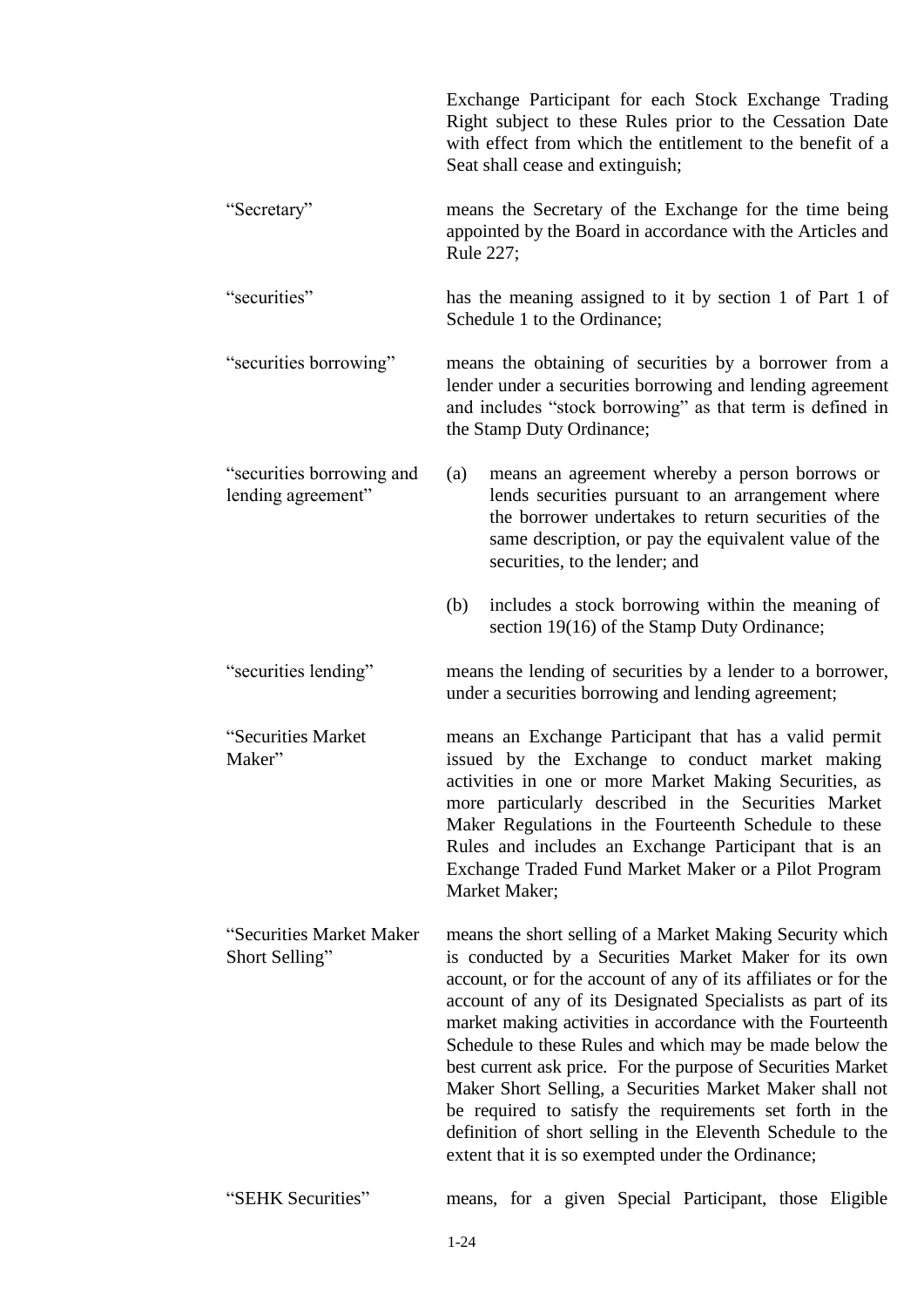Exchange Participant for each Stock Exchange Trading Right subject to these Rules prior to the Cessation Date with effect from which the entitlement to the benefit of a Seat shall cease and extinguish;

| | |
|---|---|
| "Secretary" | means the Secretary of the Exchange for the time being appointed by the Board in accordance with the Articles and Rule 227; |
| "securities" | has the meaning assigned to it by section 1 of Part 1 of Schedule 1 to the Ordinance; |
| "securities borrowing" | means the obtaining of securities by a borrower from a lender under a securities borrowing and lending agreement and includes "stock borrowing" as that term is defined in the Stamp Duty Ordinance; |
| "securities borrowing and lending agreement" | (a) means an agreement whereby a person borrows or lends securities pursuant to an arrangement where the borrower undertakes to return securities of the same description, or pay the equivalent value of the securities, to the lender; and<br><br>(b) includes a stock borrowing within the meaning of section 19(16) of the Stamp Duty Ordinance; |
| "securities lending" | means the lending of securities by a lender to a borrower, under a securities borrowing and lending agreement; |
| "Securities Market Maker" | means an Exchange Participant that has a valid permit issued by the Exchange to conduct market making activities in one or more Market Making Securities, as more particularly described in the Securities Market Maker Regulations in the Fourteenth Schedule to these Rules and includes an Exchange Participant that is an Exchange Traded Fund Market Maker or a Pilot Program Market Maker; |
| "Securities Market Maker Short Selling" | means the short selling of a Market Making Security which is conducted by a Securities Market Maker for its own account, or for the account of any of its affiliates or for the account of any of its Designated Specialists as part of its market making activities in accordance with the Fourteenth Schedule to these Rules and which may be made below the best current ask price. For the purpose of Securities Market Maker Short Selling, a Securities Market Maker shall not be required to satisfy the requirements set forth in the definition of short selling in the Eleventh Schedule to the extent that it is so exempted under the Ordinance; |
| "SEHK Securities" | means, for a given Special Participant, those Eligible |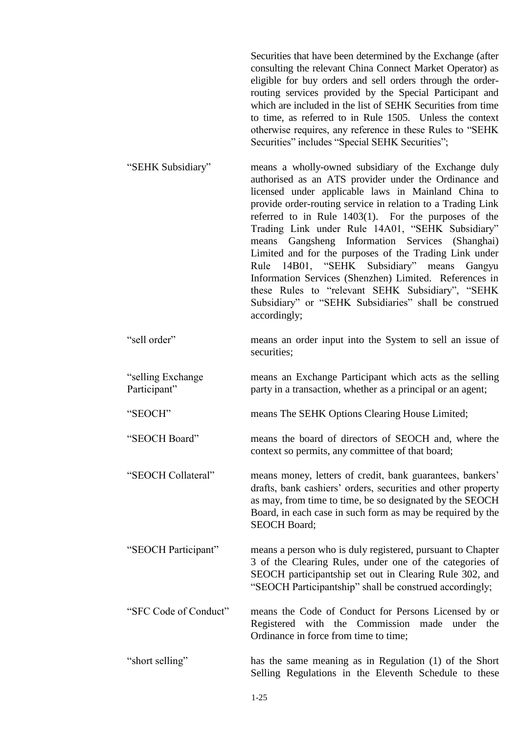Securities that have been determined by the Exchange (after consulting the relevant China Connect Market Operator) as eligible for buy orders and sell orders through the order-routing services provided by the Special Participant and which are included in the list of SEHK Securities from time to time, as referred to in Rule 1505. Unless the context otherwise requires, any reference in these Rules to "SEHK Securities" includes "Special SEHK Securities";

| | |
|---|---|
| "SEHK Subsidiary" | means a wholly-owned subsidiary of the Exchange duly authorised as an ATS provider under the Ordinance and licensed under applicable laws in Mainland China to provide order-routing service in relation to a Trading Link referred to in Rule 1403(1). For the purposes of the Trading Link under Rule 14A01, "SEHK Subsidiary" means Gangsheng Information Services (Shanghai) Limited and for the purposes of the Trading Link under Rule 14B01, "SEHK Subsidiary" means Gangyu Information Services (Shenzhen) Limited. References in these Rules to "relevant SEHK Subsidiary", "SEHK Subsidiary" or "SEHK Subsidiaries" shall be construed accordingly; |
| "sell order" | means an order input into the System to sell an issue of securities; |
| "selling Exchange Participant" | means an Exchange Participant which acts as the selling party in a transaction, whether as a principal or an agent; |
| "SEOCH" | means The SEHK Options Clearing House Limited; |
| "SEOCH Board" | means the board of directors of SEOCH and, where the context so permits, any committee of that board; |
| "SEOCH Collateral" | means money, letters of credit, bank guarantees, bankers' drafts, bank cashiers' orders, securities and other property as may, from time to time, be so designated by the SEOCH Board, in each case in such form as may be required by the SEOCH Board; |
| "SEOCH Participant" | means a person who is duly registered, pursuant to Chapter 3 of the Clearing Rules, under one of the categories of SEOCH participantship set out in Clearing Rule 302, and "SEOCH Participantship" shall be construed accordingly; |
| "SFC Code of Conduct" | means the Code of Conduct for Persons Licensed by or Registered with the Commission made under the Ordinance in force from time to time; |
| "short selling" | has the same meaning as in Regulation (1) of the Short Selling Regulations in the Eleventh Schedule to these |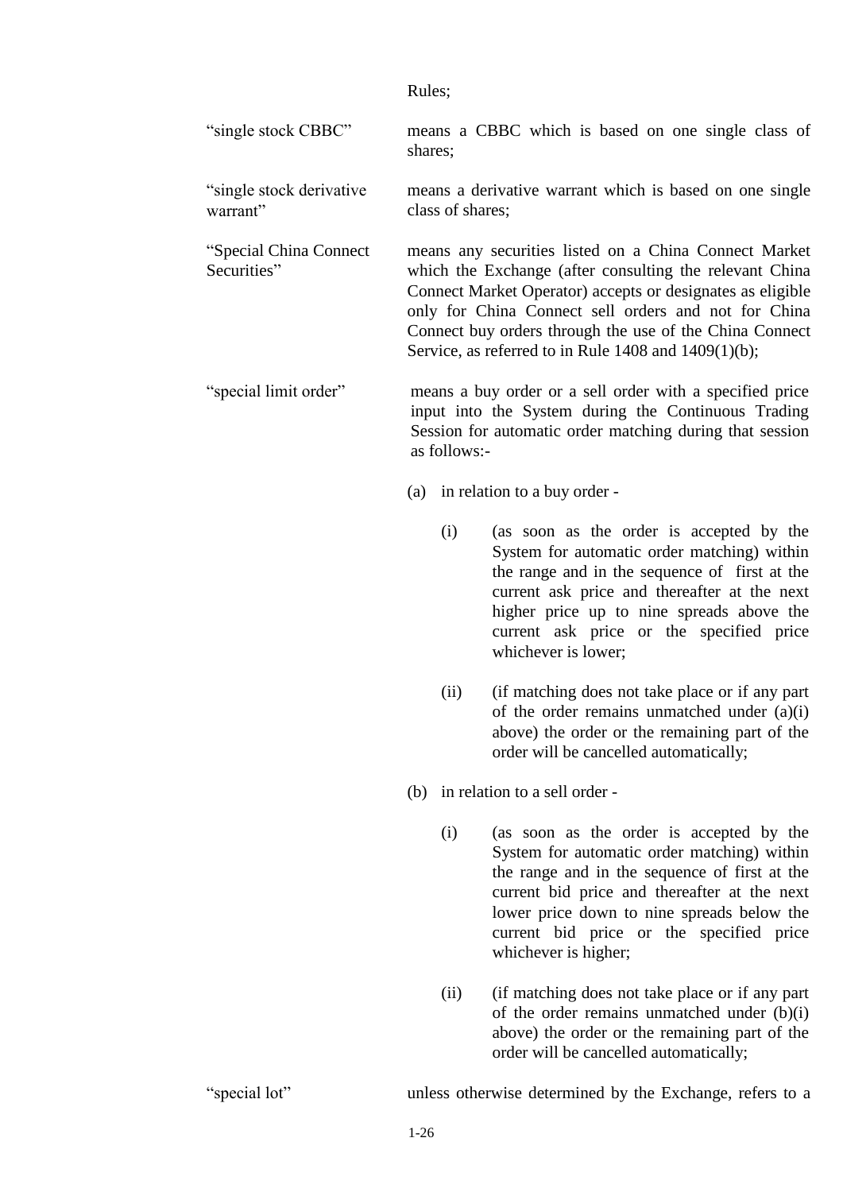Rules;

"single stock CBBC" means a CBBC which is based on one single class of shares;

"single stock derivative warrant" means a derivative warrant which is based on one single class of shares;

"Special China Connect Securities" means any securities listed on a China Connect Market which the Exchange (after consulting the relevant China Connect Market Operator) accepts or designates as eligible only for China Connect sell orders and not for China Connect buy orders through the use of the China Connect Service, as referred to in Rule 1408 and 1409(1)(b);

"special limit order" means a buy order or a sell order with a specified price input into the System during the Continuous Trading Session for automatic order matching during that session as follows:-

(a) in relation to a buy order -

   (i) (as soon as the order is accepted by the System for automatic order matching) within the range and in the sequence of first at the current ask price and thereafter at the next higher price up to nine spreads above the current ask price or the specified price whichever is lower;

   (ii) (if matching does not take place or if any part of the order remains unmatched under (a)(i) above) the order or the remaining part of the order will be cancelled automatically;

(b) in relation to a sell order -

   (i) (as soon as the order is accepted by the System for automatic order matching) within the range and in the sequence of first at the current bid price and thereafter at the next lower price down to nine spreads below the current bid price or the specified price whichever is higher;

   (ii) (if matching does not take place or if any part of the order remains unmatched under (b)(i) above) the order or the remaining part of the order will be cancelled automatically;

"special lot" unless otherwise determined by the Exchange, refers to a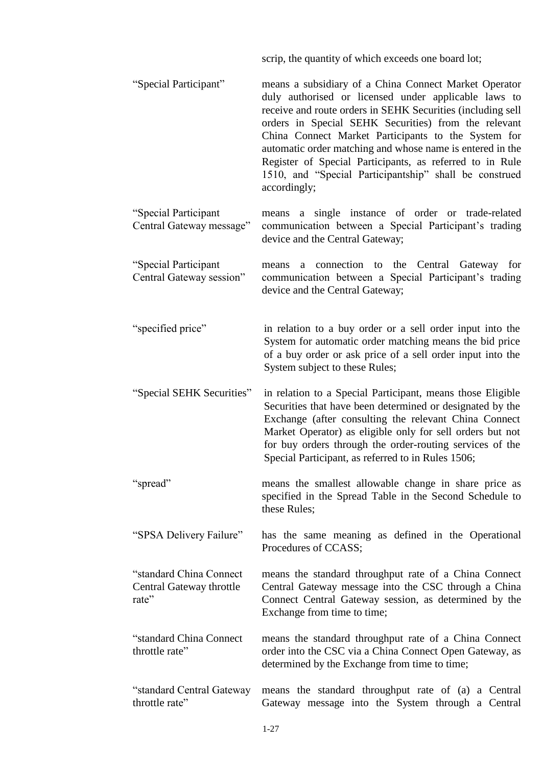scrip, the quantity of which exceeds one board lot;

| | |
|---|---|
| "Special Participant" | means a subsidiary of a China Connect Market Operator duly authorised or licensed under applicable laws to receive and route orders in SEHK Securities (including sell orders in Special SEHK Securities) from the relevant China Connect Market Participants to the System for automatic order matching and whose name is entered in the Register of Special Participants, as referred to in Rule 1510, and "Special Participantship" shall be construed accordingly; |
| "Special Participant Central Gateway message" | means a single instance of order or trade-related communication between a Special Participant's trading device and the Central Gateway; |
| "Special Participant Central Gateway session" | means a connection to the Central Gateway for communication between a Special Participant's trading device and the Central Gateway; |
| "specified price" | in relation to a buy order or a sell order input into the System for automatic order matching means the bid price of a buy order or ask price of a sell order input into the System subject to these Rules; |
| "Special SEHK Securities" | in relation to a Special Participant, means those Eligible Securities that have been determined or designated by the Exchange (after consulting the relevant China Connect Market Operator) as eligible only for sell orders but not for buy orders through the order-routing services of the Special Participant, as referred to in Rules 1506; |
| "spread" | means the smallest allowable change in share price as specified in the Spread Table in the Second Schedule to these Rules; |
| "SPSA Delivery Failure" | has the same meaning as defined in the Operational Procedures of CCASS; |
| "standard China Connect Central Gateway throttle rate" | means the standard throughput rate of a China Connect Central Gateway message into the CSC through a China Connect Central Gateway session, as determined by the Exchange from time to time; |
| "standard China Connect throttle rate" | means the standard throughput rate of a China Connect order into the CSC via a China Connect Open Gateway, as determined by the Exchange from time to time; |
| "standard Central Gateway throttle rate" | means the standard throughput rate of (a) a Central Gateway message into the System through a Central |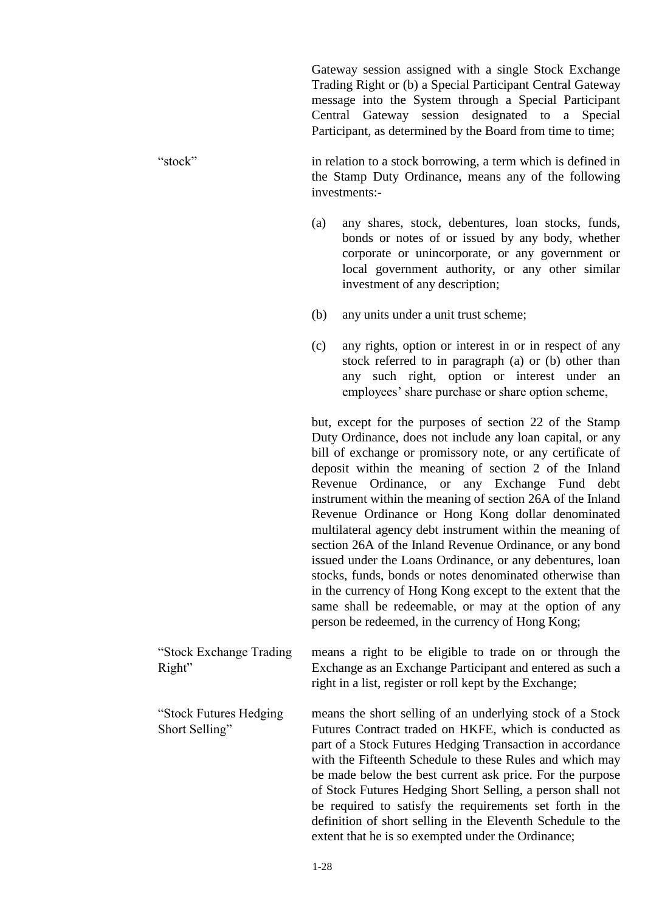Gateway session assigned with a single Stock Exchange Trading Right or (b) a Special Participant Central Gateway message into the System through a Special Participant Central Gateway session designated to a Special Participant, as determined by the Board from time to time;

| | |
|---|---|
| "stock" | in relation to a stock borrowing, a term which is defined in the Stamp Duty Ordinance, means any of the following investments:- (a) any shares, stock, debentures, loan stocks, funds, bonds or notes of or issued by any body, whether corporate or unincorporate, or any government or local government authority, or any other similar investment of any description; (b) any units under a unit trust scheme; (c) any rights, option or interest in or in respect of any stock referred to in paragraph (a) or (b) other than any such right, option or interest under an employees' share purchase or share option scheme, but, except for the purposes of section 22 of the Stamp Duty Ordinance, does not include any loan capital, or any bill of exchange or promissory note, or any certificate of deposit within the meaning of section 2 of the Inland Revenue Ordinance, or any Exchange Fund debt instrument within the meaning of section 26A of the Inland Revenue Ordinance or Hong Kong dollar denominated multilateral agency debt instrument within the meaning of section 26A of the Inland Revenue Ordinance, or any bond issued under the Loans Ordinance, or any debentures, loan stocks, funds, bonds or notes denominated otherwise than in the currency of Hong Kong except to the extent that the same shall be redeemable, or may at the option of any person be redeemed, in the currency of Hong Kong; |
| "Stock Exchange Trading Right" | means a right to be eligible to trade on or through the Exchange as an Exchange Participant and entered as such a right in a list, register or roll kept by the Exchange; |
| "Stock Futures Hedging Short Selling" | means the short selling of an underlying stock of a Stock Futures Contract traded on HKFE, which is conducted as part of a Stock Futures Hedging Transaction in accordance with the Fifteenth Schedule to these Rules and which may be made below the best current ask price. For the purpose of Stock Futures Hedging Short Selling, a person shall not be required to satisfy the requirements set forth in the definition of short selling in the Eleventh Schedule to the extent that he is so exempted under the Ordinance; |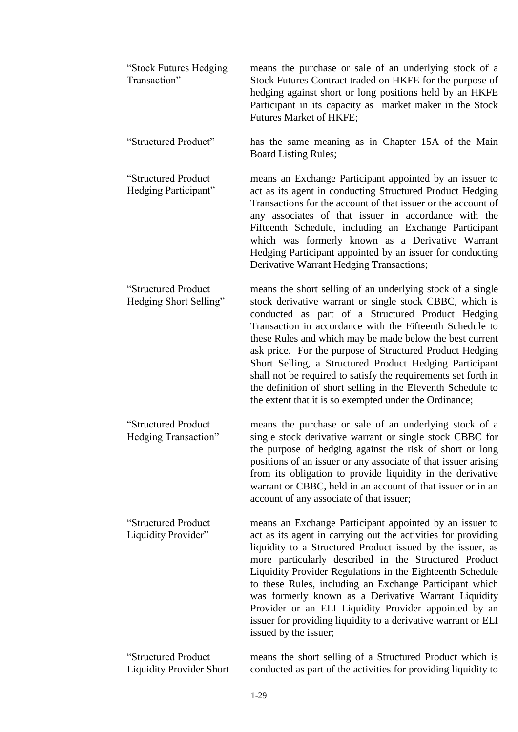“Stock Futures Hedging Transaction” means the purchase or sale of an underlying stock of a Stock Futures Contract traded on HKFE for the purpose of hedging against short or long positions held by an HKFE Participant in its capacity as market maker in the Stock Futures Market of HKFE;

“Structured Product” has the same meaning as in Chapter 15A of the Main Board Listing Rules;

“Structured Product Hedging Participant” means an Exchange Participant appointed by an issuer to act as its agent in conducting Structured Product Hedging Transactions for the account of that issuer or the account of any associates of that issuer in accordance with the Fifteenth Schedule, including an Exchange Participant which was formerly known as a Derivative Warrant Hedging Participant appointed by an issuer for conducting Derivative Warrant Hedging Transactions;

“Structured Product Hedging Short Selling” means the short selling of an underlying stock of a single stock derivative warrant or single stock CBBC, which is conducted as part of a Structured Product Hedging Transaction in accordance with the Fifteenth Schedule to these Rules and which may be made below the best current ask price. For the purpose of Structured Product Hedging Short Selling, a Structured Product Hedging Participant shall not be required to satisfy the requirements set forth in the definition of short selling in the Eleventh Schedule to the extent that it is so exempted under the Ordinance;

“Structured Product Hedging Transaction” means the purchase or sale of an underlying stock of a single stock derivative warrant or single stock CBBC for the purpose of hedging against the risk of short or long positions of an issuer or any associate of that issuer arising from its obligation to provide liquidity in the derivative warrant or CBBC, held in an account of that issuer or in an account of any associate of that issuer;

“Structured Product Liquidity Provider” means an Exchange Participant appointed by an issuer to act as its agent in carrying out the activities for providing liquidity to a Structured Product issued by the issuer, as more particularly described in the Structured Product Liquidity Provider Regulations in the Eighteenth Schedule to these Rules, including an Exchange Participant which was formerly known as a Derivative Warrant Liquidity Provider or an ELI Liquidity Provider appointed by an issuer for providing liquidity to a derivative warrant or ELI issued by the issuer;

“Structured Product Liquidity Provider Short means the short selling of a Structured Product which is conducted as part of the activities for providing liquidity to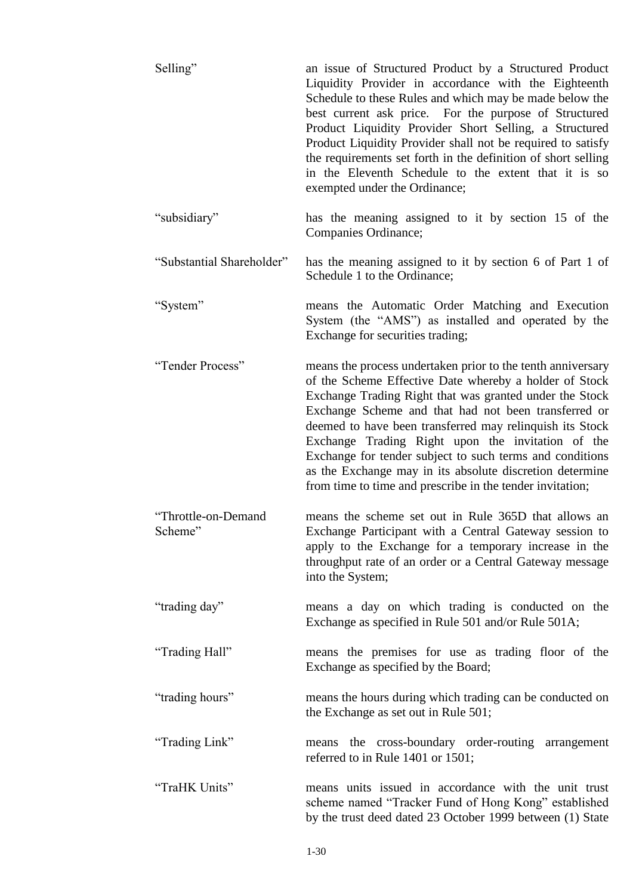| | |
|---|---|
| Selling” | an issue of Structured Product by a Structured Product Liquidity Provider in accordance with the Eighteenth Schedule to these Rules and which may be made below the best current ask price. For the purpose of Structured Product Liquidity Provider Short Selling, a Structured Product Liquidity Provider shall not be required to satisfy the requirements set forth in the definition of short selling in the Eleventh Schedule to the extent that it is so exempted under the Ordinance; |
| “subsidiary” | has the meaning assigned to it by section 15 of the Companies Ordinance; |
| “Substantial Shareholder” | has the meaning assigned to it by section 6 of Part 1 of Schedule 1 to the Ordinance; |
| “System” | means the Automatic Order Matching and Execution System (the “AMS”) as installed and operated by the Exchange for securities trading; |
| “Tender Process” | means the process undertaken prior to the tenth anniversary of the Scheme Effective Date whereby a holder of Stock Exchange Trading Right that was granted under the Stock Exchange Scheme and that had not been transferred or deemed to have been transferred may relinquish its Stock Exchange Trading Right upon the invitation of the Exchange for tender subject to such terms and conditions as the Exchange may in its absolute discretion determine from time to time and prescribe in the tender invitation; |
| “Throttle-on-Demand Scheme” | means the scheme set out in Rule 365D that allows an Exchange Participant with a Central Gateway session to apply to the Exchange for a temporary increase in the throughput rate of an order or a Central Gateway message into the System; |
| “trading day” | means a day on which trading is conducted on the Exchange as specified in Rule 501 and/or Rule 501A; |
| “Trading Hall” | means the premises for use as trading floor of the Exchange as specified by the Board; |
| “trading hours” | means the hours during which trading can be conducted on the Exchange as set out in Rule 501; |
| “Trading Link” | means the cross-boundary order-routing arrangement referred to in Rule 1401 or 1501; |
| “TraHK Units” | means units issued in accordance with the unit trust scheme named “Tracker Fund of Hong Kong” established by the trust deed dated 23 October 1999 between (1) State |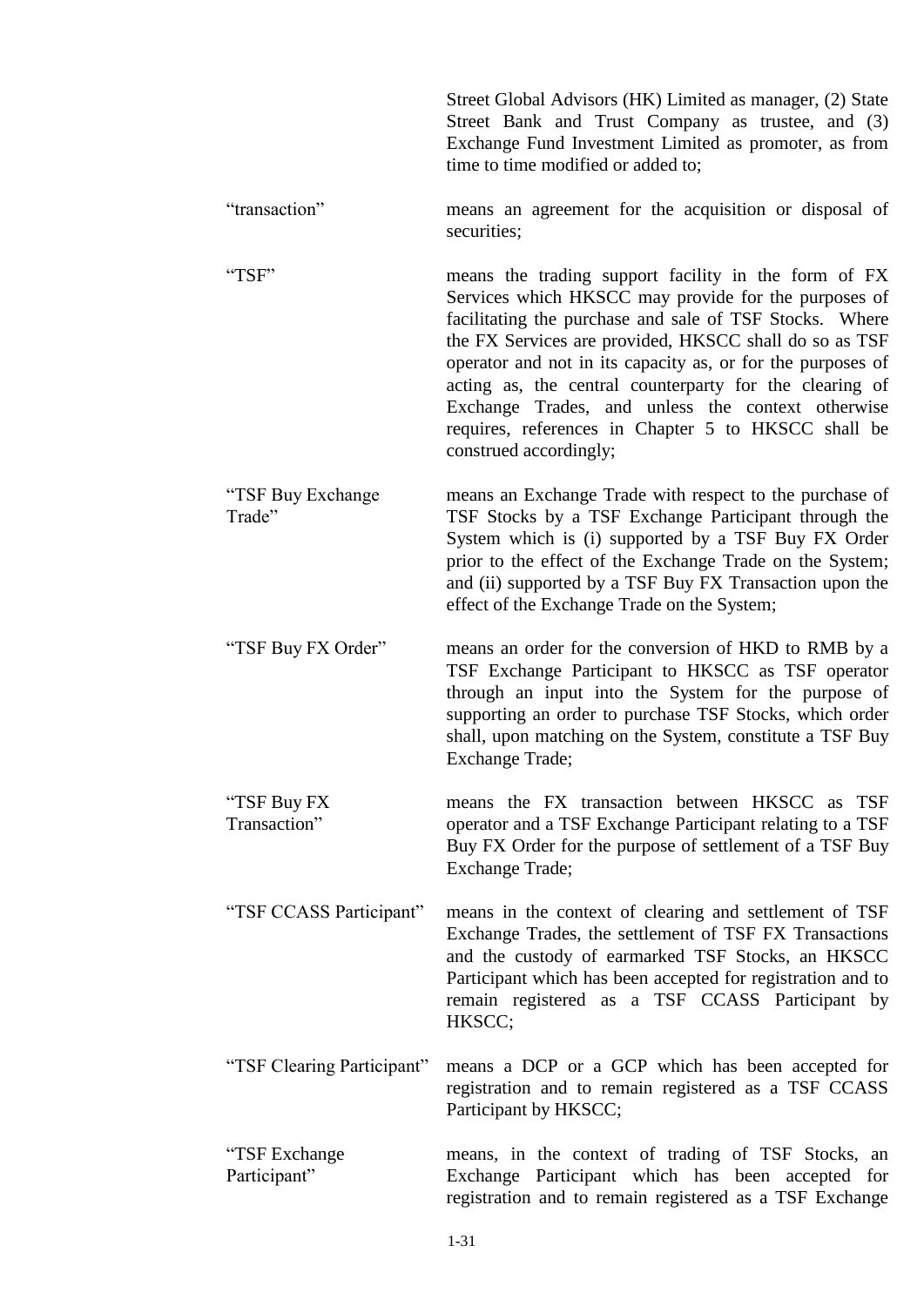Street Global Advisors (HK) Limited as manager, (2) State Street Bank and Trust Company as trustee, and (3) Exchange Fund Investment Limited as promoter, as from time to time modified or added to;

| | |
|---|---|
| "transaction" | means an agreement for the acquisition or disposal of securities; |
| "TSF" | means the trading support facility in the form of FX Services which HKSCC may provide for the purposes of facilitating the purchase and sale of TSF Stocks. Where the FX Services are provided, HKSCC shall do so as TSF operator and not in its capacity as, or for the purposes of acting as, the central counterparty for the clearing of Exchange Trades, and unless the context otherwise requires, references in Chapter 5 to HKSCC shall be construed accordingly; |
| "TSF Buy Exchange Trade" | means an Exchange Trade with respect to the purchase of TSF Stocks by a TSF Exchange Participant through the System which is (i) supported by a TSF Buy FX Order prior to the effect of the Exchange Trade on the System; and (ii) supported by a TSF Buy FX Transaction upon the effect of the Exchange Trade on the System; |
| "TSF Buy FX Order" | means an order for the conversion of HKD to RMB by a TSF Exchange Participant to HKSCC as TSF operator through an input into the System for the purpose of supporting an order to purchase TSF Stocks, which order shall, upon matching on the System, constitute a TSF Buy Exchange Trade; |
| "TSF Buy FX Transaction" | means the FX transaction between HKSCC as TSF operator and a TSF Exchange Participant relating to a TSF Buy FX Order for the purpose of settlement of a TSF Buy Exchange Trade; |
| "TSF CCASS Participant" | means in the context of clearing and settlement of TSF Exchange Trades, the settlement of TSF FX Transactions and the custody of earmarked TSF Stocks, an HKSCC Participant which has been accepted for registration and to remain registered as a TSF CCASS Participant by HKSCC; |
| "TSF Clearing Participant" | means a DCP or a GCP which has been accepted for registration and to remain registered as a TSF CCASS Participant by HKSCC; |
| "TSF Exchange Participant" | means, in the context of trading of TSF Stocks, an Exchange Participant which has been accepted for registration and to remain registered as a TSF Exchange |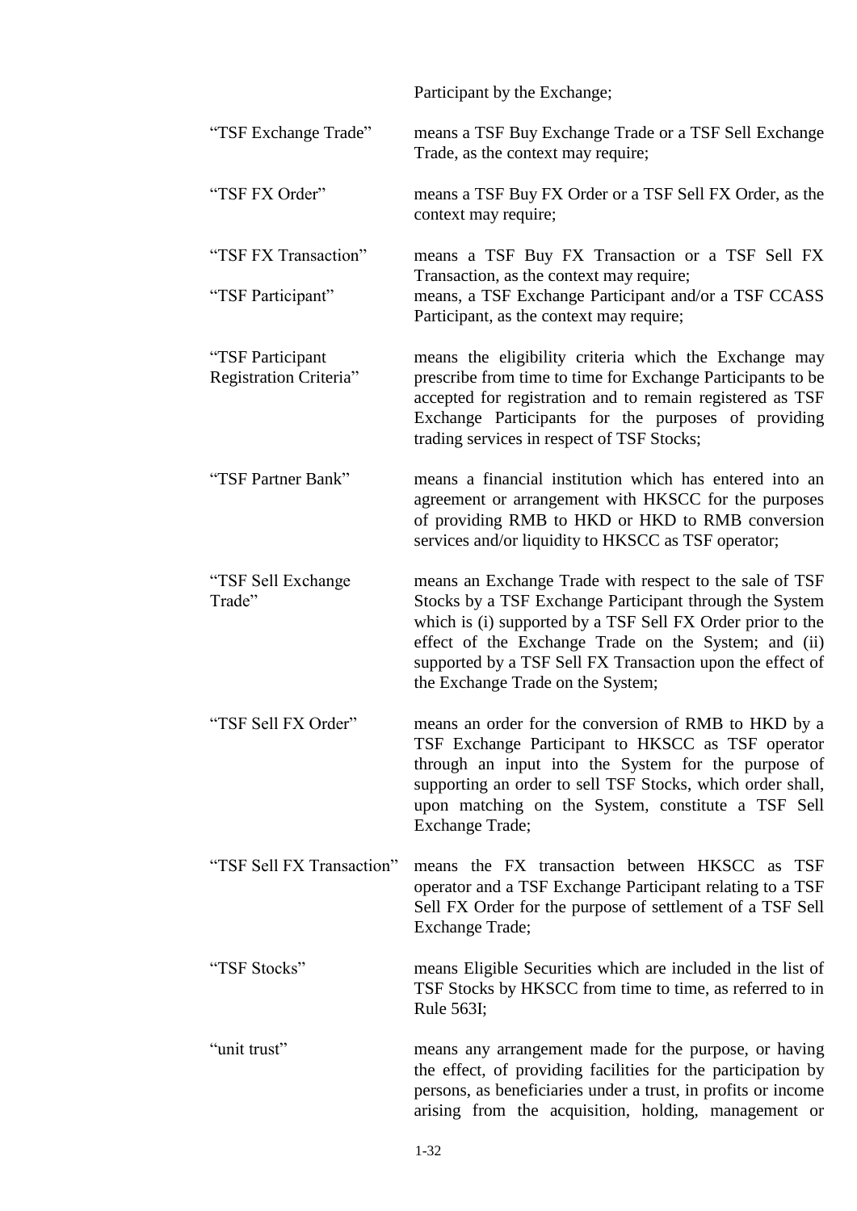Participant by the Exchange;

| | |
|---|---|
| "TSF Exchange Trade" | means a TSF Buy Exchange Trade or a TSF Sell Exchange Trade, as the context may require; |
| "TSF FX Order" | means a TSF Buy FX Order or a TSF Sell FX Order, as the context may require; |
| "TSF FX Transaction" | means a TSF Buy FX Transaction or a TSF Sell FX Transaction, as the context may require; |
| "TSF Participant" | means, a TSF Exchange Participant and/or a TSF CCASS Participant, as the context may require; |
| "TSF Participant Registration Criteria" | means the eligibility criteria which the Exchange may prescribe from time to time for Exchange Participants to be accepted for registration and to remain registered as TSF Exchange Participants for the purposes of providing trading services in respect of TSF Stocks; |
| "TSF Partner Bank" | means a financial institution which has entered into an agreement or arrangement with HKSCC for the purposes of providing RMB to HKD or HKD to RMB conversion services and/or liquidity to HKSCC as TSF operator; |
| "TSF Sell Exchange Trade" | means an Exchange Trade with respect to the sale of TSF Stocks by a TSF Exchange Participant through the System which is (i) supported by a TSF Sell FX Order prior to the effect of the Exchange Trade on the System; and (ii) supported by a TSF Sell FX Transaction upon the effect of the Exchange Trade on the System; |
| "TSF Sell FX Order" | means an order for the conversion of RMB to HKD by a TSF Exchange Participant to HKSCC as TSF operator through an input into the System for the purpose of supporting an order to sell TSF Stocks, which order shall, upon matching on the System, constitute a TSF Sell Exchange Trade; |
| "TSF Sell FX Transaction" | means the FX transaction between HKSCC as TSF operator and a TSF Exchange Participant relating to a TSF Sell FX Order for the purpose of settlement of a TSF Sell Exchange Trade; |
| "TSF Stocks" | means Eligible Securities which are included in the list of TSF Stocks by HKSCC from time to time, as referred to in Rule 563I; |
| "unit trust" | means any arrangement made for the purpose, or having the effect, of providing facilities for the participation by persons, as beneficiaries under a trust, in profits or income arising from the acquisition, holding, management or |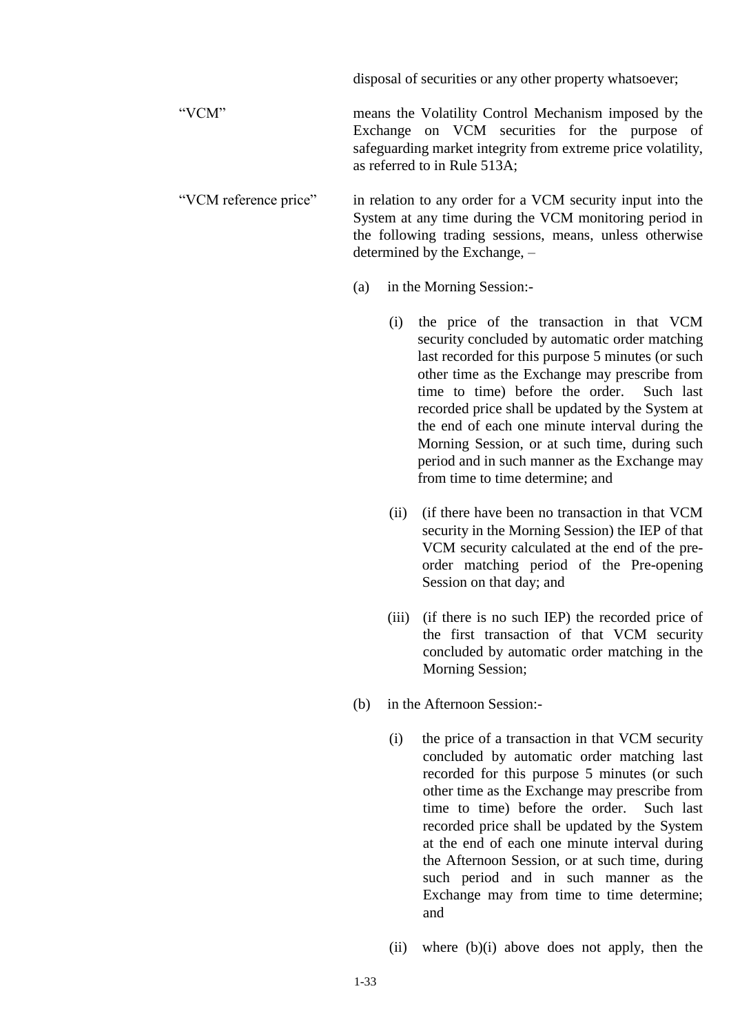disposal of securities or any other property whatsoever;

"VCM" means the Volatility Control Mechanism imposed by the Exchange on VCM securities for the purpose of safeguarding market integrity from extreme price volatility, as referred to in Rule 513A;

"VCM reference price" in relation to any order for a VCM security input into the System at any time during the VCM monitoring period in the following trading sessions, means, unless otherwise determined by the Exchange, –

(a) in the Morning Session:-

(i) the price of the transaction in that VCM security concluded by automatic order matching last recorded for this purpose 5 minutes (or such other time as the Exchange may prescribe from time to time) before the order. Such last recorded price shall be updated by the System at the end of each one minute interval during the Morning Session, or at such time, during such period and in such manner as the Exchange may from time to time determine; and

(ii) (if there have been no transaction in that VCM security in the Morning Session) the IEP of that VCM security calculated at the end of the pre-order matching period of the Pre-opening Session on that day; and

(iii) (if there is no such IEP) the recorded price of the first transaction of that VCM security concluded by automatic order matching in the Morning Session;

(b) in the Afternoon Session:-

(i) the price of a transaction in that VCM security concluded by automatic order matching last recorded for this purpose 5 minutes (or such other time as the Exchange may prescribe from time to time) before the order. Such last recorded price shall be updated by the System at the end of each one minute interval during the Afternoon Session, or at such time, during such period and in such manner as the Exchange may from time to time determine; and

(ii) where (b)(i) above does not apply, then the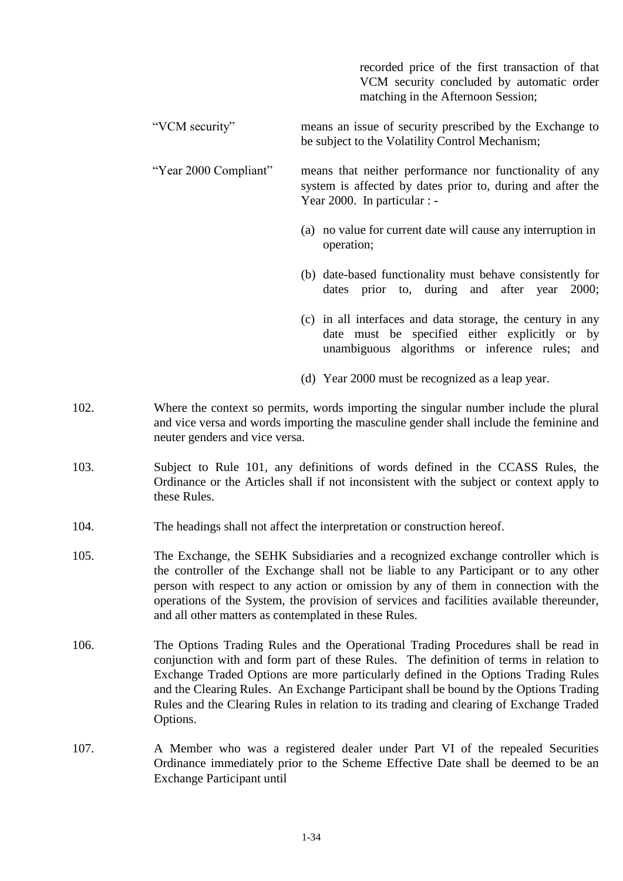recorded price of the first transaction of that VCM security concluded by automatic order matching in the Afternoon Session;

"VCM security" means an issue of security prescribed by the Exchange to be subject to the Volatility Control Mechanism;

"Year 2000 Compliant" means that neither performance nor functionality of any system is affected by dates prior to, during and after the Year 2000. In particular : -

(a) no value for current date will cause any interruption in operation;

(b) date-based functionality must behave consistently for dates prior to, during and after year 2000;

(c) in all interfaces and data storage, the century in any date must be specified either explicitly or by unambiguous algorithms or inference rules; and

(d) Year 2000 must be recognized as a leap year.

102. Where the context so permits, words importing the singular number include the plural and vice versa and words importing the masculine gender shall include the feminine and neuter genders and vice versa.

103. Subject to Rule 101, any definitions of words defined in the CCASS Rules, the Ordinance or the Articles shall if not inconsistent with the subject or context apply to these Rules.

104. The headings shall not affect the interpretation or construction hereof.

105. The Exchange, the SEHK Subsidiaries and a recognized exchange controller which is the controller of the Exchange shall not be liable to any Participant or to any other person with respect to any action or omission by any of them in connection with the operations of the System, the provision of services and facilities available thereunder, and all other matters as contemplated in these Rules.

106. The Options Trading Rules and the Operational Trading Procedures shall be read in conjunction with and form part of these Rules. The definition of terms in relation to Exchange Traded Options are more particularly defined in the Options Trading Rules and the Clearing Rules. An Exchange Participant shall be bound by the Options Trading Rules and the Clearing Rules in relation to its trading and clearing of Exchange Traded Options.

107. A Member who was a registered dealer under Part VI of the repealed Securities Ordinance immediately prior to the Scheme Effective Date shall be deemed to be an Exchange Participant until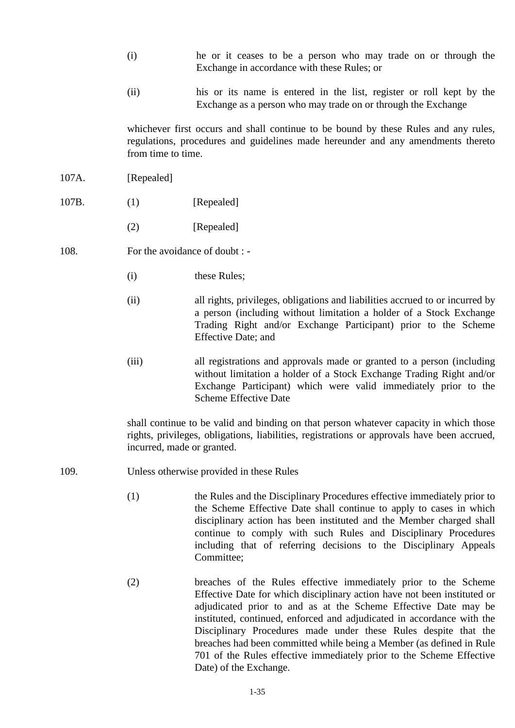(i) he or it ceases to be a person who may trade on or through the Exchange in accordance with these Rules; or

(ii) his or its name is entered in the list, register or roll kept by the Exchange as a person who may trade on or through the Exchange

whichever first occurs and shall continue to be bound by these Rules and any rules, regulations, procedures and guidelines made hereunder and any amendments thereto from time to time.

107A. [Repealed]

107B. (1) [Repealed]

(2) [Repealed]

108. For the avoidance of doubt : -

(i) these Rules;

(ii) all rights, privileges, obligations and liabilities accrued to or incurred by a person (including without limitation a holder of a Stock Exchange Trading Right and/or Exchange Participant) prior to the Scheme Effective Date; and

(iii) all registrations and approvals made or granted to a person (including without limitation a holder of a Stock Exchange Trading Right and/or Exchange Participant) which were valid immediately prior to the Scheme Effective Date

shall continue to be valid and binding on that person whatever capacity in which those rights, privileges, obligations, liabilities, registrations or approvals have been accrued, incurred, made or granted.

109. Unless otherwise provided in these Rules

(1) the Rules and the Disciplinary Procedures effective immediately prior to the Scheme Effective Date shall continue to apply to cases in which disciplinary action has been instituted and the Member charged shall continue to comply with such Rules and Disciplinary Procedures including that of referring decisions to the Disciplinary Appeals Committee;

(2) breaches of the Rules effective immediately prior to the Scheme Effective Date for which disciplinary action have not been instituted or adjudicated prior to and as at the Scheme Effective Date may be instituted, continued, enforced and adjudicated in accordance with the Disciplinary Procedures made under these Rules despite that the breaches had been committed while being a Member (as defined in Rule 701 of the Rules effective immediately prior to the Scheme Effective Date) of the Exchange.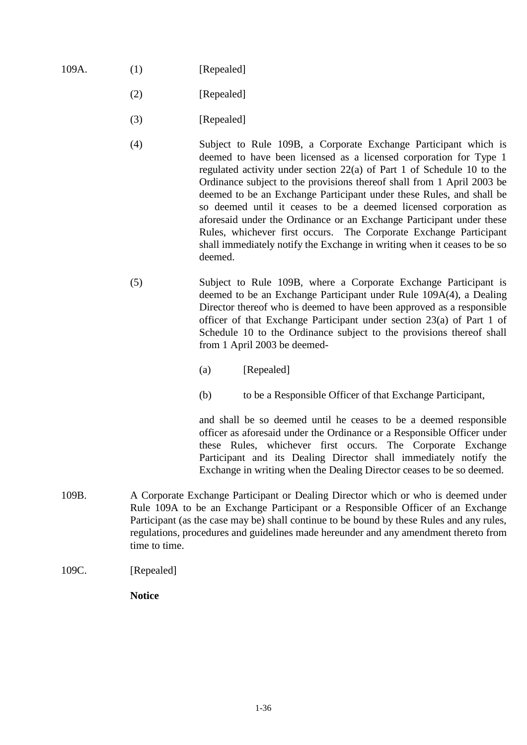109A. (1) [Repealed]

(2) [Repealed]

(3) [Repealed]

(4) Subject to Rule 109B, a Corporate Exchange Participant which is deemed to have been licensed as a licensed corporation for Type 1 regulated activity under section 22(a) of Part 1 of Schedule 10 to the Ordinance subject to the provisions thereof shall from 1 April 2003 be deemed to be an Exchange Participant under these Rules, and shall be so deemed until it ceases to be a deemed licensed corporation as aforesaid under the Ordinance or an Exchange Participant under these Rules, whichever first occurs. The Corporate Exchange Participant shall immediately notify the Exchange in writing when it ceases to be so deemed.

(5) Subject to Rule 109B, where a Corporate Exchange Participant is deemed to be an Exchange Participant under Rule 109A(4), a Dealing Director thereof who is deemed to have been approved as a responsible officer of that Exchange Participant under section 23(a) of Part 1 of Schedule 10 to the Ordinance subject to the provisions thereof shall from 1 April 2003 be deemed-

(a) [Repealed]

(b) to be a Responsible Officer of that Exchange Participant,

and shall be so deemed until he ceases to be a deemed responsible officer as aforesaid under the Ordinance or a Responsible Officer under these Rules, whichever first occurs. The Corporate Exchange Participant and its Dealing Director shall immediately notify the Exchange in writing when the Dealing Director ceases to be so deemed.

109B. A Corporate Exchange Participant or Dealing Director which or who is deemed under Rule 109A to be an Exchange Participant or a Responsible Officer of an Exchange Participant (as the case may be) shall continue to be bound by these Rules and any rules, regulations, procedures and guidelines made hereunder and any amendment thereto from time to time.

109C. [Repealed]

**Notice**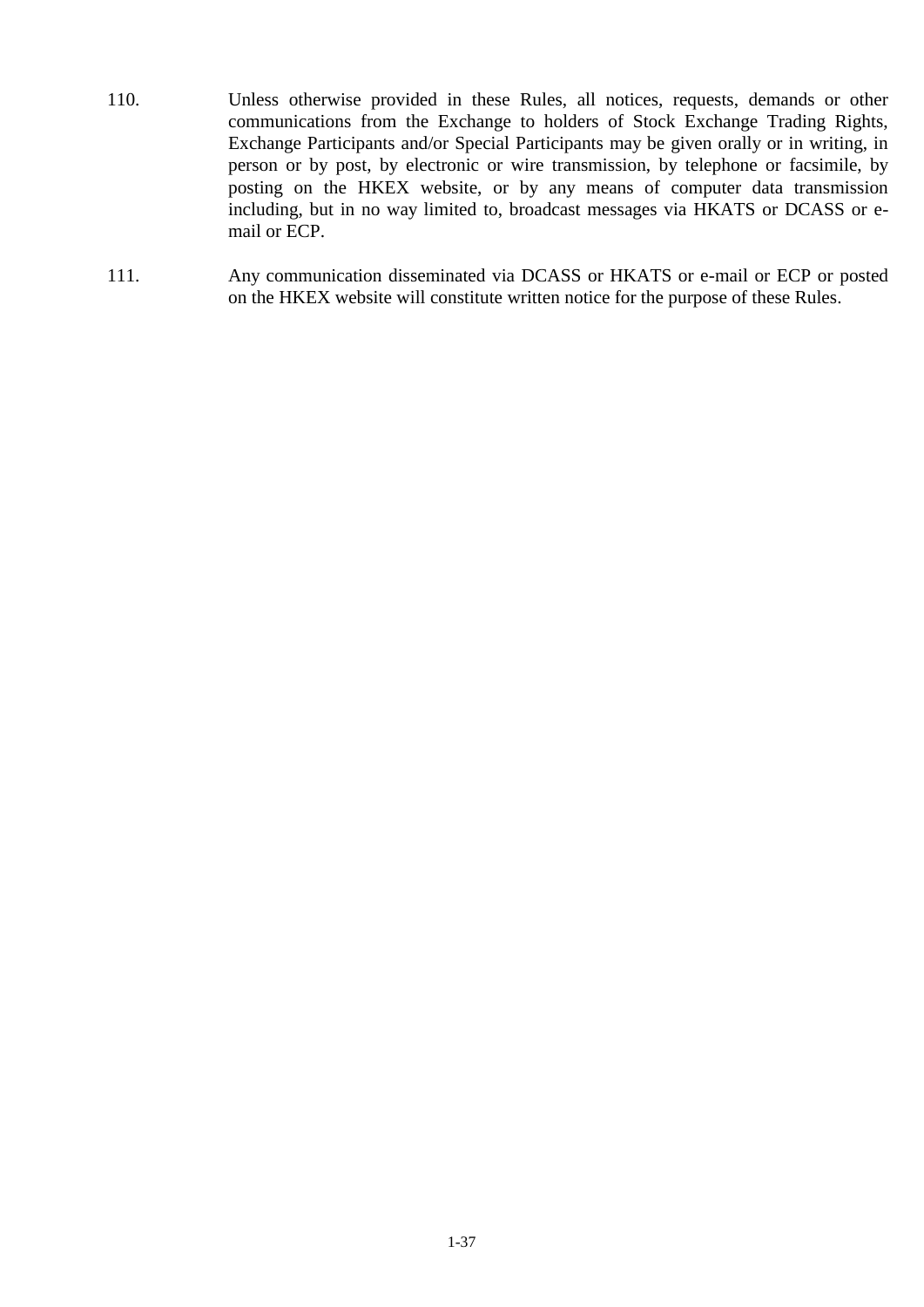110. Unless otherwise provided in these Rules, all notices, requests, demands or other communications from the Exchange to holders of Stock Exchange Trading Rights, Exchange Participants and/or Special Participants may be given orally or in writing, in person or by post, by electronic or wire transmission, by telephone or facsimile, by posting on the HKEX website, or by any means of computer data transmission including, but in no way limited to, broadcast messages via HKATS or DCASS or e-mail or ECP.

111. Any communication disseminated via DCASS or HKATS or e-mail or ECP or posted on the HKEX website will constitute written notice for the purpose of these Rules.